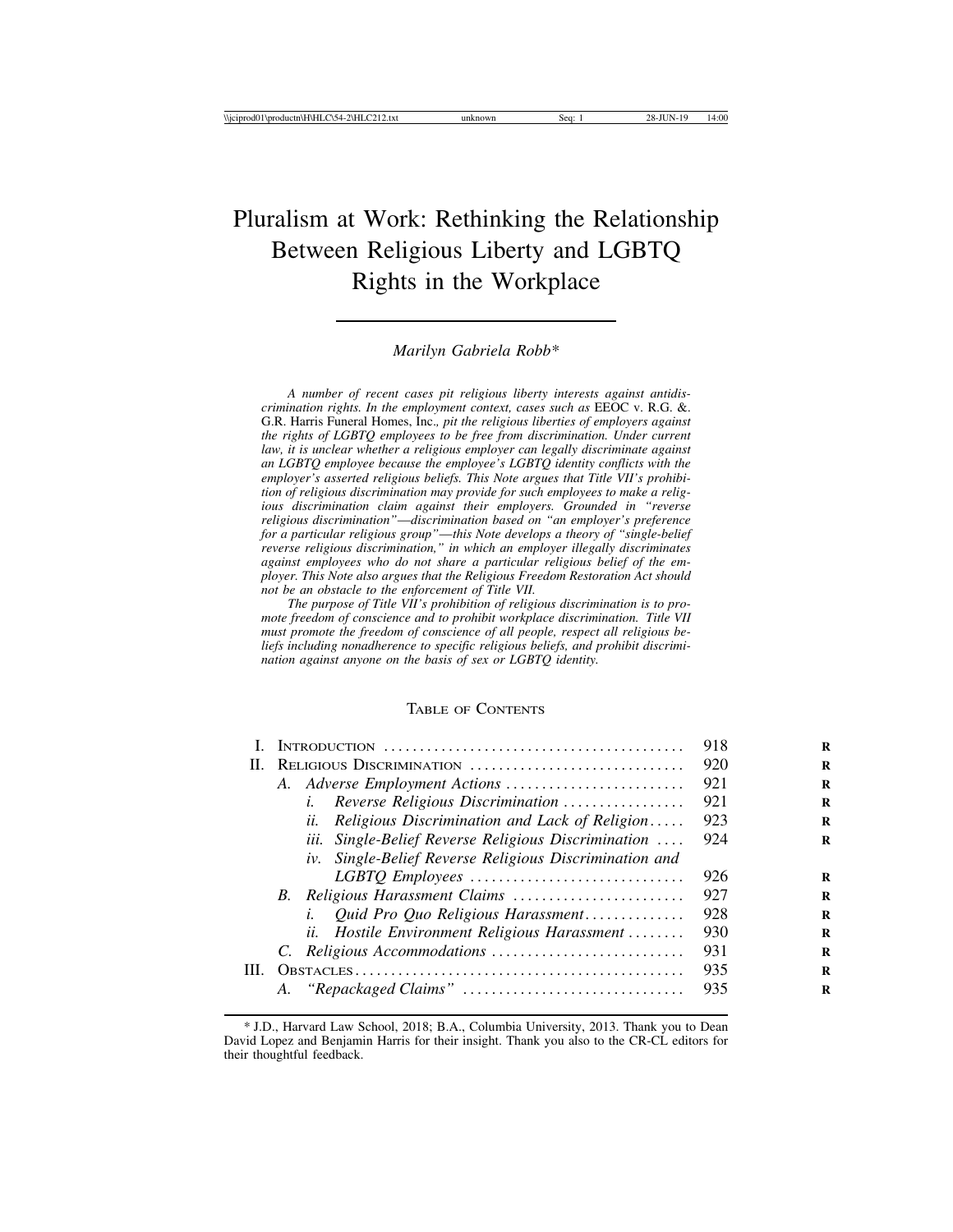# Pluralism at Work: Rethinking the Relationship Between Religious Liberty and LGBTQ Rights in the Workplace

*Marilyn Gabriela Robb**

*A number of recent cases pit religious liberty interests against antidiscrimination rights. In the employment context, cases such as* EEOC v. R.G. &. G.R. Harris Funeral Homes, Inc., *pit the religious liberties of employers against the rights of LGBTQ employees to be free from discrimination. Under current law, it is unclear whether a religious employer can legally discriminate against an LGBTQ employee because the employee's LGBTQ identity conflicts with the employer's asserted religious beliefs. This Note argues that Title VII's prohibition of religious discrimination may provide for such employees to make a religious discrimination claim against their employers. Grounded in "reverse religious discrimination"—discrimination based on "an employer's preference for a particular religious group"—this Note develops a theory of "single-belief reverse religious discrimination," in which an employer illegally discriminates against employees who do not share a particular religious belief of the employer. This Note also argues that the Religious Freedom Restoration Act should not be an obstacle to the enforcement of Title VII.*

*The purpose of Title VII's prohibition of religious discrimination is to promote freedom of conscience and to prohibit workplace discrimination. Title VII must promote the freedom of conscience of all people, respect all religious beliefs including nonadherence to specific religious beliefs, and prohibit discrimination against anyone on the basis of sex or LGBTQ identity.*

## Table of Contents

| | | |
|---|---|---|
| I. | Introduction | 918 |
| II. | Religious Discrimination | 920 |
| | A. *Adverse Employment Actions* | 921 |
| | *i. Reverse Religious Discrimination* | 921 |
| | *ii. Religious Discrimination and Lack of Religion* | 923 |
| | *iii. Single-Belief Reverse Religious Discrimination* | 924 |
| | *iv. Single-Belief Reverse Religious Discrimination and LGBTQ Employees* | 926 |
| | B. *Religious Harassment Claims* | 927 |
| | *i. Quid Pro Quo Religious Harassment* | 928 |
| | *ii. Hostile Environment Religious Harassment* | 930 |
| | C. *Religious Accommodations* | 931 |
| III. | Obstacles | 935 |
| | A. *"Repackaged Claims"* | 935 |

\* J.D., Harvard Law School, 2018; B.A., Columbia University, 2013. Thank you to Dean David Lopez and Benjamin Harris for their insight. Thank you also to the CR-CL editors for their thoughtful feedback.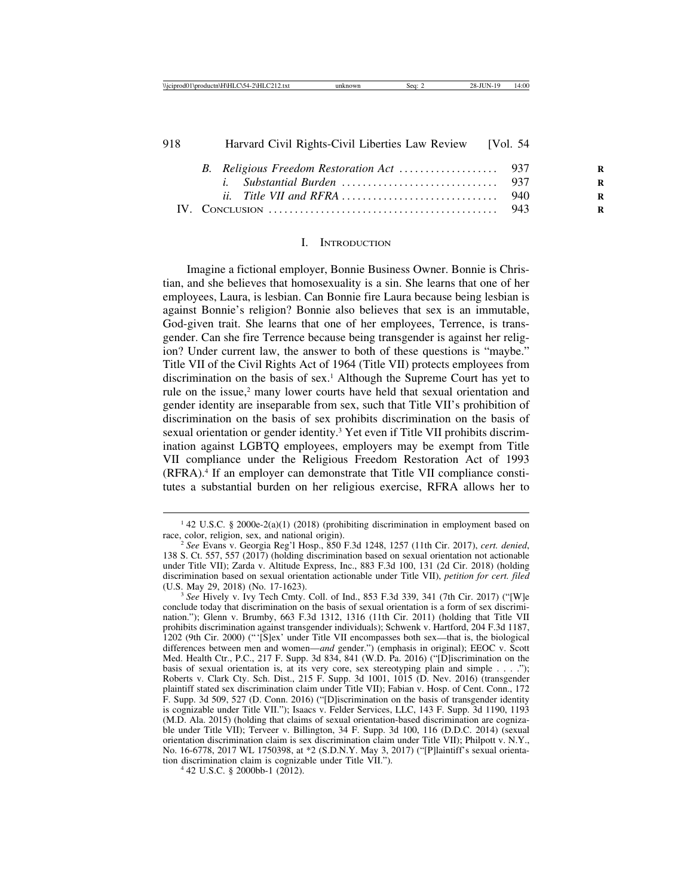B. *Religious Freedom Restoration Act* .................. 937
i. *Substantial Burden* ............................. 937
ii. *Title VII and RFRA* ............................. 940
IV. Conclusion ........................................... 943

## I. Introduction

Imagine a fictional employer, Bonnie Business Owner. Bonnie is Christian, and she believes that homosexuality is a sin. She learns that one of her employees, Laura, is lesbian. Can Bonnie fire Laura because being lesbian is against Bonnie's religion? Bonnie also believes that sex is an immutable, God-given trait. She learns that one of her employees, Terrence, is transgender. Can she fire Terrence because being transgender is against her religion? Under current law, the answer to both of these questions is "maybe." Title VII of the Civil Rights Act of 1964 (Title VII) protects employees from discrimination on the basis of sex.[1] Although the Supreme Court has yet to rule on the issue,[2] many lower courts have held that sexual orientation and gender identity are inseparable from sex, such that Title VII's prohibition of discrimination on the basis of sex prohibits discrimination on the basis of sexual orientation or gender identity.[3] Yet even if Title VII prohibits discrimination against LGBTQ employees, employers may be exempt from Title VII compliance under the Religious Freedom Restoration Act of 1993 (RFRA).[4] If an employer can demonstrate that Title VII compliance constitutes a substantial burden on her religious exercise, RFRA allows her to

---

[1] 42 U.S.C. § 2000e-2(a)(1) (2018) (prohibiting discrimination in employment based on race, color, religion, sex, and national origin).

[2] *See* Evans v. Georgia Reg'l Hosp., 850 F.3d 1248, 1257 (11th Cir. 2017), *cert. denied*, 138 S. Ct. 557, 557 (2017) (holding discrimination based on sexual orientation not actionable under Title VII); Zarda v. Altitude Express, Inc., 883 F.3d 100, 131 (2d Cir. 2018) (holding discrimination based on sexual orientation actionable under Title VII), *petition for cert. filed* (U.S. May 29, 2018) (No. 17-1623).

[3] *See* Hively v. Ivy Tech Cmty. Coll. of Ind., 853 F.3d 339, 341 (7th Cir. 2017) ("[W]e conclude today that discrimination on the basis of sexual orientation is a form of sex discrimination."); Glenn v. Brumby, 663 F.3d 1312, 1316 (11th Cir. 2011) (holding that Title VII prohibits discrimination against transgender individuals); Schwenk v. Hartford, 204 F.3d 1187, 1202 (9th Cir. 2000) ("'[S]ex' under Title VII encompasses both sex—that is, the biological differences between men and women—*and* gender.") (emphasis in original); EEOC v. Scott Med. Health Ctr., P.C., 217 F. Supp. 3d 834, 841 (W.D. Pa. 2016) ("[D]iscrimination on the basis of sexual orientation is, at its very core, sex stereotyping plain and simple . . . ."); Roberts v. Clark Cty. Sch. Dist., 215 F. Supp. 3d 1001, 1015 (D. Nev. 2016) (transgender plaintiff stated sex discrimination claim under Title VII); Fabian v. Hosp. of Cent. Conn., 172 F. Supp. 3d 509, 527 (D. Conn. 2016) ("[D]iscrimination on the basis of transgender identity is cognizable under Title VII."); Isaacs v. Felder Services, LLC, 143 F. Supp. 3d 1190, 1193 (M.D. Ala. 2015) (holding that claims of sexual orientation-based discrimination are cognizable under Title VII); Terveer v. Billington, 34 F. Supp. 3d 100, 116 (D.D.C. 2014) (sexual orientation discrimination claim is sex discrimination claim under Title VII); Philpott v. N.Y., No. 16-6778, 2017 WL 1750398, at *2 (S.D.N.Y. May 3, 2017) ("[P]laintiff's sexual orientation discrimination claim is cognizable under Title VII.").

[4] 42 U.S.C. § 2000bb-1 (2012).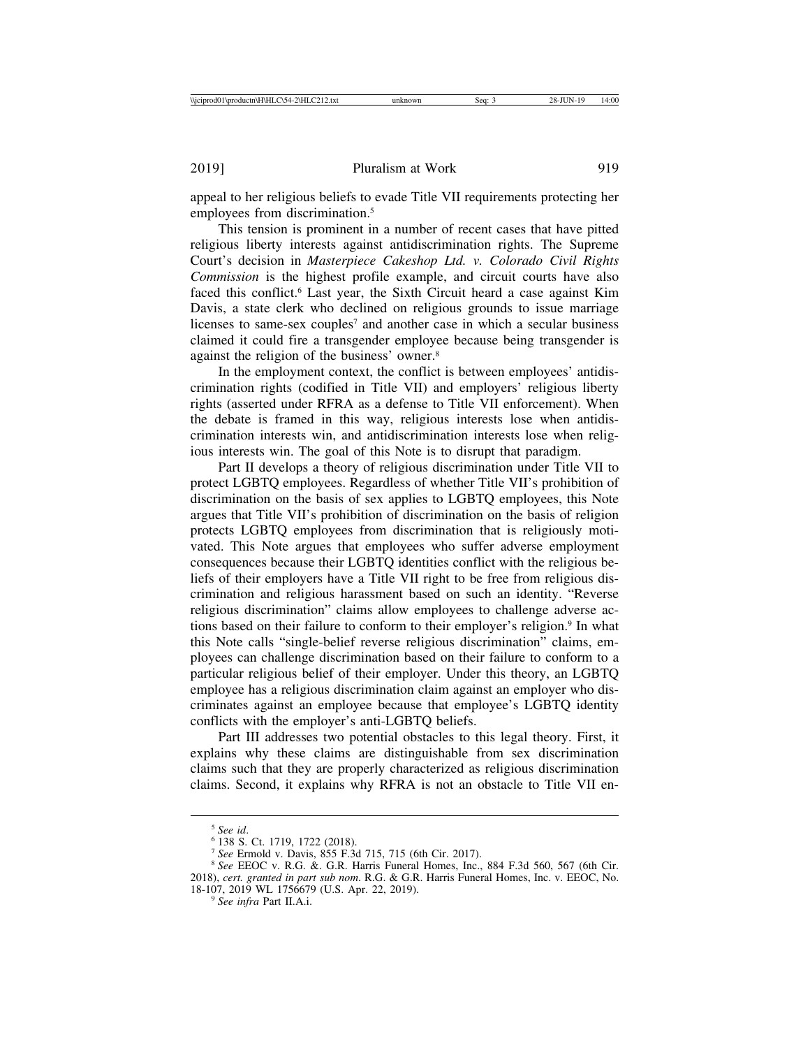appeal to her religious beliefs to evade Title VII requirements protecting her employees from discrimination.[5]

This tension is prominent in a number of recent cases that have pitted religious liberty interests against antidiscrimination rights. The Supreme Court's decision in *Masterpiece Cakeshop Ltd. v. Colorado Civil Rights Commission* is the highest profile example, and circuit courts have also faced this conflict.[6] Last year, the Sixth Circuit heard a case against Kim Davis, a state clerk who declined on religious grounds to issue marriage licenses to same-sex couples[7] and another case in which a secular business claimed it could fire a transgender employee because being transgender is against the religion of the business' owner.[8]

In the employment context, the conflict is between employees' antidiscrimination rights (codified in Title VII) and employers' religious liberty rights (asserted under RFRA as a defense to Title VII enforcement). When the debate is framed in this way, religious interests lose when antidiscrimination interests win, and antidiscrimination interests lose when religious interests win. The goal of this Note is to disrupt that paradigm.

Part II develops a theory of religious discrimination under Title VII to protect LGBTQ employees. Regardless of whether Title VII's prohibition of discrimination on the basis of sex applies to LGBTQ employees, this Note argues that Title VII's prohibition of discrimination on the basis of religion protects LGBTQ employees from discrimination that is religiously motivated. This Note argues that employees who suffer adverse employment consequences because their LGBTQ identities conflict with the religious beliefs of their employers have a Title VII right to be free from religious discrimination and religious harassment based on such an identity. "Reverse religious discrimination" claims allow employees to challenge adverse actions based on their failure to conform to their employer's religion.[9] In what this Note calls "single-belief reverse religious discrimination" claims, employees can challenge discrimination based on their failure to conform to a particular religious belief of their employer. Under this theory, an LGBTQ employee has a religious discrimination claim against an employer who discriminates against an employee because that employee's LGBTQ identity conflicts with the employer's anti-LGBTQ beliefs.

Part III addresses two potential obstacles to this legal theory. First, it explains why these claims are distinguishable from sex discrimination claims such that they are properly characterized as religious discrimination claims. Second, it explains why RFRA is not an obstacle to Title VII en-

---

[5] *See id*.

[6] 138 S. Ct. 1719, 1722 (2018).

[7] *See* Ermold v. Davis, 855 F.3d 715, 715 (6th Cir. 2017).

[8] *See* EEOC v. R.G. &. G.R. Harris Funeral Homes, Inc., 884 F.3d 560, 567 (6th Cir. 2018), *cert. granted in part sub nom.* R.G. & G.R. Harris Funeral Homes, Inc. v. EEOC, No. 18-107, 2019 WL 1756679 (U.S. Apr. 22, 2019).

[9] *See infra* Part II.A.i.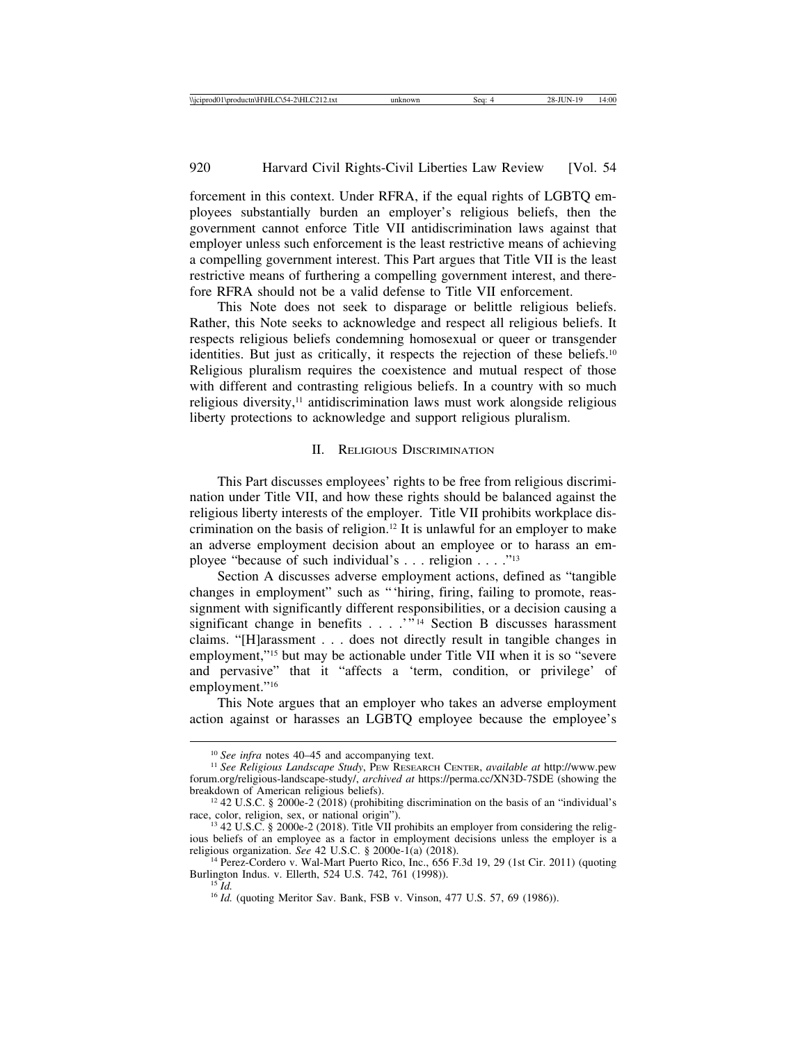forcement in this context. Under RFRA, if the equal rights of LGBTQ employees substantially burden an employer's religious beliefs, then the government cannot enforce Title VII antidiscrimination laws against that employer unless such enforcement is the least restrictive means of achieving a compelling government interest. This Part argues that Title VII is the least restrictive means of furthering a compelling government interest, and therefore RFRA should not be a valid defense to Title VII enforcement.

This Note does not seek to disparage or belittle religious beliefs. Rather, this Note seeks to acknowledge and respect all religious beliefs. It respects religious beliefs condemning homosexual or queer or transgender identities. But just as critically, it respects the rejection of these beliefs.[10] Religious pluralism requires the coexistence and mutual respect of those with different and contrasting religious beliefs. In a country with so much religious diversity,[11] antidiscrimination laws must work alongside religious liberty protections to acknowledge and support religious pluralism.

## II. Religious Discrimination

This Part discusses employees' rights to be free from religious discrimination under Title VII, and how these rights should be balanced against the religious liberty interests of the employer. Title VII prohibits workplace discrimination on the basis of religion.[12] It is unlawful for an employer to make an adverse employment decision about an employee or to harass an employee "because of such individual's . . . religion . . . ."[13]

Section A discusses adverse employment actions, defined as "tangible changes in employment" such as "'hiring, firing, failing to promote, reassignment with significantly different responsibilities, or a decision causing a significant change in benefits . . . .'"[14] Section B discusses harassment claims. "[H]arassment . . . does not directly result in tangible changes in employment,"[15] but may be actionable under Title VII when it is so "severe and pervasive" that it "affects a 'term, condition, or privilege' of employment."[16]

This Note argues that an employer who takes an adverse employment action against or harasses an LGBTQ employee because the employee's

---

[10] *See infra* notes 40–45 and accompanying text.

[11] *See Religious Landscape Study*, Pew Research Center, *available at* http://www.pewforum.org/religious-landscape-study/, *archived at* https://perma.cc/XN3D-7SDE (showing the breakdown of American religious beliefs).

[12] 42 U.S.C. § 2000e-2 (2018) (prohibiting discrimination on the basis of an "individual's race, color, religion, sex, or national origin").

[13] 42 U.S.C. § 2000e-2 (2018). Title VII prohibits an employer from considering the religious beliefs of an employee as a factor in employment decisions unless the employer is a religious organization. *See* 42 U.S.C. § 2000e-1(a) (2018).

[14] Perez-Cordero v. Wal-Mart Puerto Rico, Inc., 656 F.3d 19, 29 (1st Cir. 2011) (quoting Burlington Indus. v. Ellerth, 524 U.S. 742, 761 (1998)).

[15] *Id.*

[16] *Id.* (quoting Meritor Sav. Bank, FSB v. Vinson, 477 U.S. 57, 69 (1986)).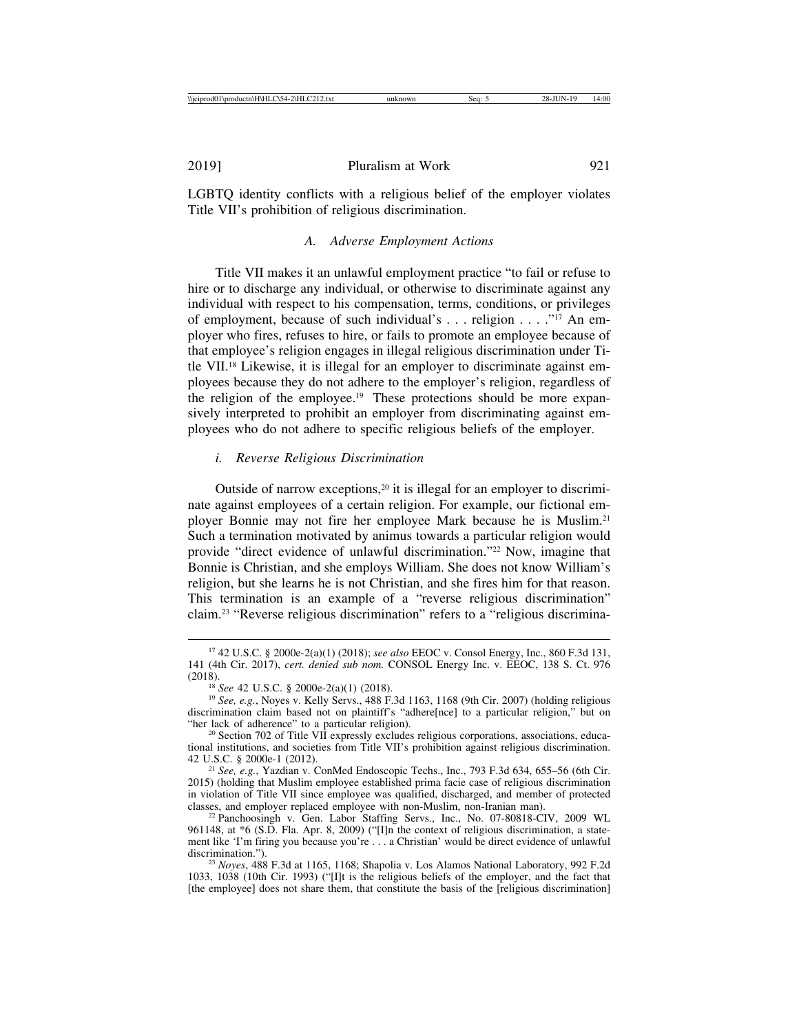LGBTQ identity conflicts with a religious belief of the employer violates Title VII's prohibition of religious discrimination.

### *A. Adverse Employment Actions*

Title VII makes it an unlawful employment practice "to fail or refuse to hire or to discharge any individual, or otherwise to discriminate against any individual with respect to his compensation, terms, conditions, or privileges of employment, because of such individual's . . . religion . . . ."[17] An employer who fires, refuses to hire, or fails to promote an employee because of that employee's religion engages in illegal religious discrimination under Title VII.[18] Likewise, it is illegal for an employer to discriminate against employees because they do not adhere to the employer's religion, regardless of the religion of the employee.[19] These protections should be more expansively interpreted to prohibit an employer from discriminating against employees who do not adhere to specific religious beliefs of the employer.

#### *i. Reverse Religious Discrimination*

Outside of narrow exceptions,[20] it is illegal for an employer to discriminate against employees of a certain religion. For example, our fictional employer Bonnie may not fire her employee Mark because he is Muslim.[21] Such a termination motivated by animus towards a particular religion would provide "direct evidence of unlawful discrimination."[22] Now, imagine that Bonnie is Christian, and she employs William. She does not know William's religion, but she learns he is not Christian, and she fires him for that reason. This termination is an example of a "reverse religious discrimination" claim.[23] "Reverse religious discrimination" refers to a "religious discrimina-

---

[17] 42 U.S.C. § 2000e-2(a)(1) (2018); *see also* EEOC v. Consol Energy, Inc., 860 F.3d 131, 141 (4th Cir. 2017), *cert. denied sub nom.* CONSOL Energy Inc. v. EEOC, 138 S. Ct. 976 (2018).

[18] *See* 42 U.S.C. § 2000e-2(a)(1) (2018).

[19] *See, e.g.*, Noyes v. Kelly Servs., 488 F.3d 1163, 1168 (9th Cir. 2007) (holding religious discrimination claim based not on plaintiff's "adhere[nce] to a particular religion," but on "her lack of adherence" to a particular religion).

[20] Section 702 of Title VII expressly excludes religious corporations, associations, educational institutions, and societies from Title VII's prohibition against religious discrimination. 42 U.S.C. § 2000e-1 (2012).

[21] *See, e.g.*, Yazdian v. ConMed Endoscopic Techs., Inc., 793 F.3d 634, 655–56 (6th Cir. 2015) (holding that Muslim employee established prima facie case of religious discrimination in violation of Title VII since employee was qualified, discharged, and member of protected classes, and employer replaced employee with non-Muslim, non-Iranian man).

[22] Panchoosingh v. Gen. Labor Staffing Servs., Inc., No. 07-80818-CIV, 2009 WL 961148, at *6 (S.D. Fla. Apr. 8, 2009) ("[I]n the context of religious discrimination, a statement like 'I'm firing you because you're . . . a Christian' would be direct evidence of unlawful discrimination.").

[23] *Noyes*, 488 F.3d at 1165, 1168; Shapolia v. Los Alamos National Laboratory, 992 F.2d 1033, 1038 (10th Cir. 1993) ("[I]t is the religious beliefs of the employer, and the fact that [the employee] does not share them, that constitute the basis of the [religious discrimination]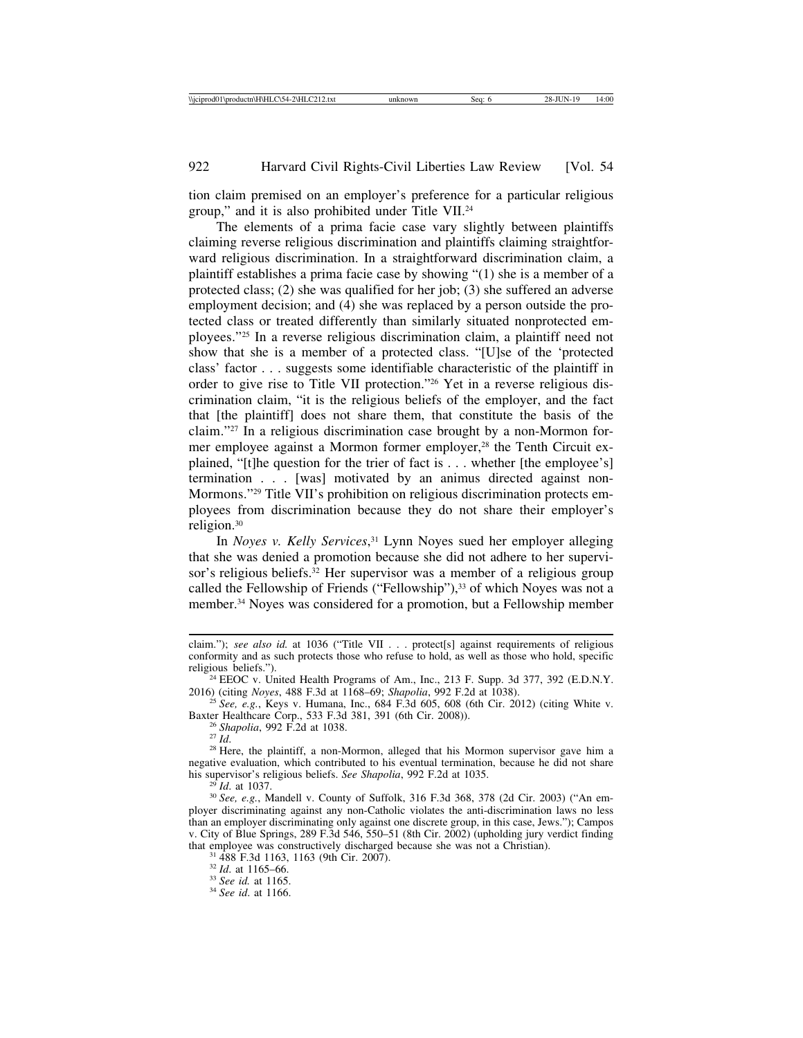tion claim premised on an employer's preference for a particular religious group," and it is also prohibited under Title VII.[24]

The elements of a prima facie case vary slightly between plaintiffs claiming reverse religious discrimination and plaintiffs claiming straightforward religious discrimination. In a straightforward discrimination claim, a plaintiff establishes a prima facie case by showing "(1) she is a member of a protected class; (2) she was qualified for her job; (3) she suffered an adverse employment decision; and (4) she was replaced by a person outside the protected class or treated differently than similarly situated nonprotected employees."[25] In a reverse religious discrimination claim, a plaintiff need not show that she is a member of a protected class. "[U]se of the 'protected class' factor . . . suggests some identifiable characteristic of the plaintiff in order to give rise to Title VII protection."[26] Yet in a reverse religious discrimination claim, "it is the religious beliefs of the employer, and the fact that [the plaintiff] does not share them, that constitute the basis of the claim."[27] In a religious discrimination case brought by a non-Mormon former employee against a Mormon former employer,[28] the Tenth Circuit explained, "[t]he question for the trier of fact is . . . whether [the employee's] termination . . . [was] motivated by an animus directed against non-Mormons."[29] Title VII's prohibition on religious discrimination protects employees from discrimination because they do not share their employer's religion.[30]

In *Noyes v. Kelly Services*,[31] Lynn Noyes sued her employer alleging that she was denied a promotion because she did not adhere to her supervisor's religious beliefs.[32] Her supervisor was a member of a religious group called the Fellowship of Friends ("Fellowship"),[33] of which Noyes was not a member.[34] Noyes was considered for a promotion, but a Fellowship member

---

claim."); *see also id.* at 1036 ("Title VII . . . protect[s] against requirements of religious conformity and as such protects those who refuse to hold, as well as those who hold, specific religious beliefs.").

[24] EEOC v. United Health Programs of Am., Inc., 213 F. Supp. 3d 377, 392 (E.D.N.Y. 2016) (citing *Noyes*, 488 F.3d at 1168–69; *Shapolia*, 992 F.2d at 1038).

[25] *See, e.g.*, Keys v. Humana, Inc., 684 F.3d 605, 608 (6th Cir. 2012) (citing White v. Baxter Healthcare Corp., 533 F.3d 381, 391 (6th Cir. 2008)).

[26] *Shapolia*, 992 F.2d at 1038.

[27] *Id.*

[28] Here, the plaintiff, a non-Mormon, alleged that his Mormon supervisor gave him a negative evaluation, which contributed to his eventual termination, because he did not share his supervisor's religious beliefs. *See Shapolia*, 992 F.2d at 1035.

[29] *Id.* at 1037.

[30] *See, e.g.*, Mandell v. County of Suffolk, 316 F.3d 368, 378 (2d Cir. 2003) ("An employer discriminating against any non-Catholic violates the anti-discrimination laws no less than an employer discriminating only against one discrete group, in this case, Jews."); Campos v. City of Blue Springs, 289 F.3d 546, 550–51 (8th Cir. 2002) (upholding jury verdict finding that employee was constructively discharged because she was not a Christian).

[31] 488 F.3d 1163, 1163 (9th Cir. 2007).

[32] *Id.* at 1165–66.

[33] *See id.* at 1165.

[34] *See id.* at 1166.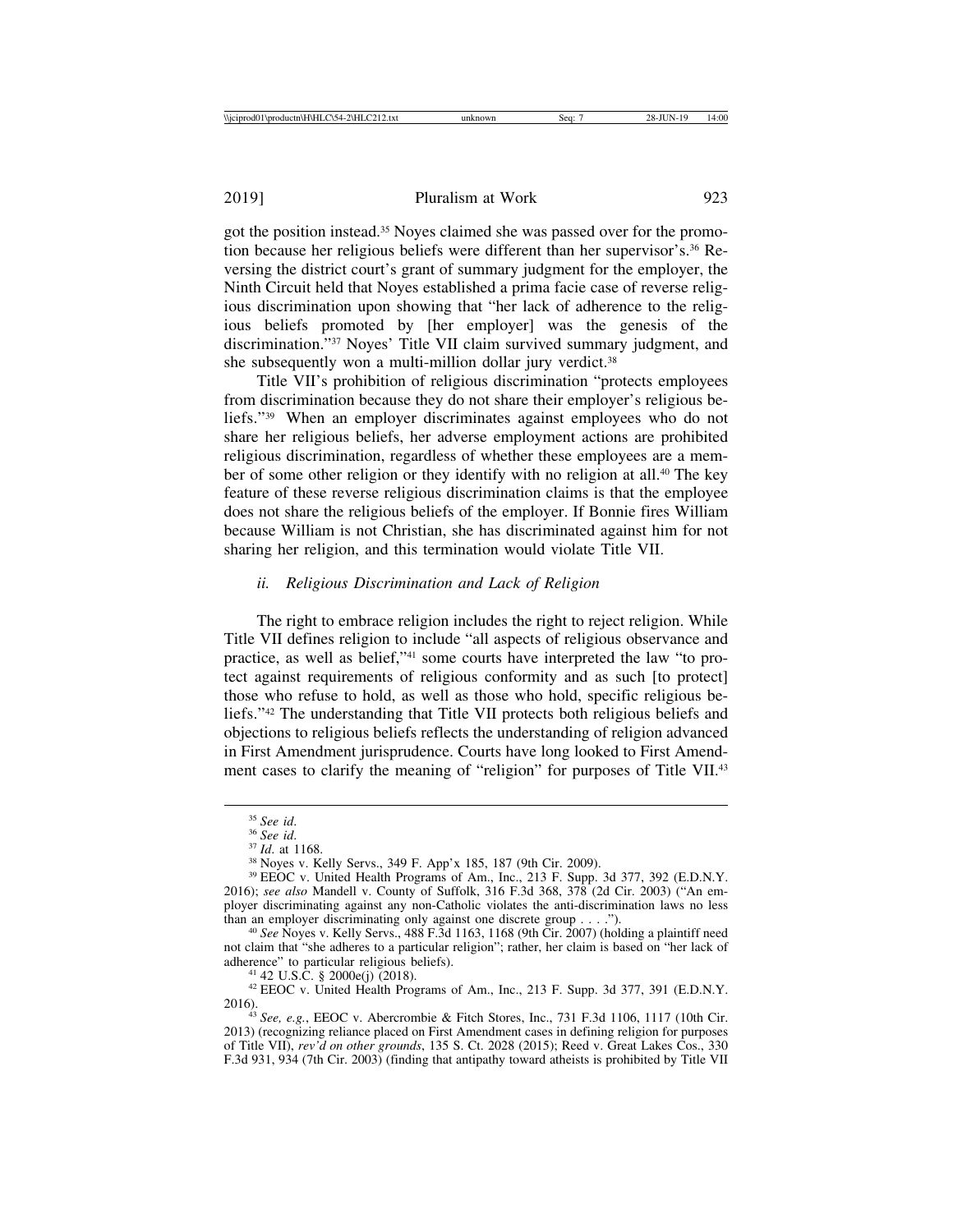got the position instead.[35] Noyes claimed she was passed over for the promotion because her religious beliefs were different than her supervisor's.[36] Reversing the district court's grant of summary judgment for the employer, the Ninth Circuit held that Noyes established a prima facie case of reverse religious discrimination upon showing that "her lack of adherence to the religious beliefs promoted by [her employer] was the genesis of the discrimination."[37] Noyes' Title VII claim survived summary judgment, and she subsequently won a multi-million dollar jury verdict.[38]

Title VII's prohibition of religious discrimination "protects employees from discrimination because they do not share their employer's religious beliefs."[39] When an employer discriminates against employees who do not share her religious beliefs, her adverse employment actions are prohibited religious discrimination, regardless of whether these employees are a member of some other religion or they identify with no religion at all.[40] The key feature of these reverse religious discrimination claims is that the employee does not share the religious beliefs of the employer. If Bonnie fires William because William is not Christian, she has discriminated against him for not sharing her religion, and this termination would violate Title VII.

### *ii. Religious Discrimination and Lack of Religion*

The right to embrace religion includes the right to reject religion. While Title VII defines religion to include "all aspects of religious observance and practice, as well as belief,"[41] some courts have interpreted the law "to protect against requirements of religious conformity and as such [to protect] those who refuse to hold, as well as those who hold, specific religious beliefs."[42] The understanding that Title VII protects both religious beliefs and objections to religious beliefs reflects the understanding of religion advanced in First Amendment jurisprudence. Courts have long looked to First Amendment cases to clarify the meaning of "religion" for purposes of Title VII.[43]

---

[35] *See id.*

[36] *See id.*

[37] *Id.* at 1168.

[38] Noyes v. Kelly Servs., 349 F. App'x 185, 187 (9th Cir. 2009).

[39] EEOC v. United Health Programs of Am., Inc., 213 F. Supp. 3d 377, 392 (E.D.N.Y. 2016); *see also* Mandell v. County of Suffolk, 316 F.3d 368, 378 (2d Cir. 2003) ("An employer discriminating against any non-Catholic violates the anti-discrimination laws no less than an employer discriminating only against one discrete group . . . .").

[40] *See* Noyes v. Kelly Servs., 488 F.3d 1163, 1168 (9th Cir. 2007) (holding a plaintiff need not claim that "she adheres to a particular religion"; rather, her claim is based on "her lack of adherence" to particular religious beliefs).

[41] 42 U.S.C. § 2000e(j) (2018).

[42] EEOC v. United Health Programs of Am., Inc., 213 F. Supp. 3d 377, 391 (E.D.N.Y. 2016).

[43] *See, e.g.*, EEOC v. Abercrombie & Fitch Stores, Inc., 731 F.3d 1106, 1117 (10th Cir. 2013) (recognizing reliance placed on First Amendment cases in defining religion for purposes of Title VII), *rev'd on other grounds*, 135 S. Ct. 2028 (2015); Reed v. Great Lakes Cos., 330 F.3d 931, 934 (7th Cir. 2003) (finding that antipathy toward atheists is prohibited by Title VII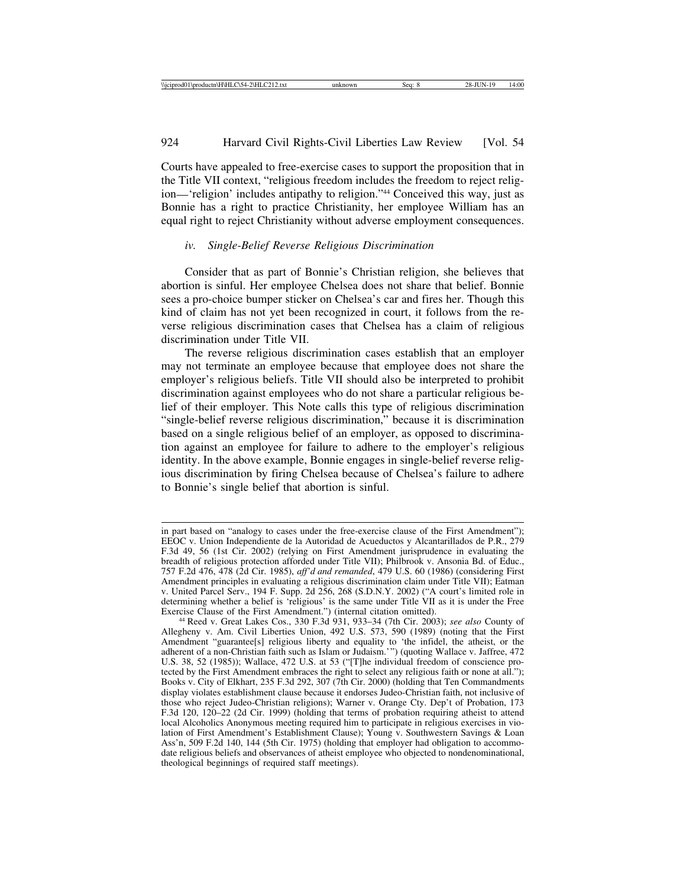Courts have appealed to free-exercise cases to support the proposition that in the Title VII context, "religious freedom includes the freedom to reject religion—'religion' includes antipathy to religion."[44] Conceived this way, just as Bonnie has a right to practice Christianity, her employee William has an equal right to reject Christianity without adverse employment consequences.

#### *iv. Single-Belief Reverse Religious Discrimination*

Consider that as part of Bonnie's Christian religion, she believes that abortion is sinful. Her employee Chelsea does not share that belief. Bonnie sees a pro-choice bumper sticker on Chelsea's car and fires her. Though this kind of claim has not yet been recognized in court, it follows from the reverse religious discrimination cases that Chelsea has a claim of religious discrimination under Title VII.

The reverse religious discrimination cases establish that an employer may not terminate an employee because that employee does not share the employer's religious beliefs. Title VII should also be interpreted to prohibit discrimination against employees who do not share a particular religious belief of their employer. This Note calls this type of religious discrimination "single-belief reverse religious discrimination," because it is discrimination based on a single religious belief of an employer, as opposed to discrimination against an employee for failure to adhere to the employer's religious identity. In the above example, Bonnie engages in single-belief reverse religious discrimination by firing Chelsea because of Chelsea's failure to adhere to Bonnie's single belief that abortion is sinful.

---

in part based on "analogy to cases under the free-exercise clause of the First Amendment"); EEOC v. Union Independiente de la Autoridad de Acueductos y Alcantarillados de P.R., 279 F.3d 49, 56 (1st Cir. 2002) (relying on First Amendment jurisprudence in evaluating the breadth of religious protection afforded under Title VII); Philbrook v. Ansonia Bd. of Educ., 757 F.2d 476, 478 (2d Cir. 1985), *aff'd and remanded*, 479 U.S. 60 (1986) (considering First Amendment principles in evaluating a religious discrimination claim under Title VII); Eatman v. United Parcel Serv., 194 F. Supp. 2d 256, 268 (S.D.N.Y. 2002) ("A court's limited role in determining whether a belief is 'religious' is the same under Title VII as it is under the Free Exercise Clause of the First Amendment.") (internal citation omitted).

[44] Reed v. Great Lakes Cos., 330 F.3d 931, 933–34 (7th Cir. 2003); *see also* County of Allegheny v. Am. Civil Liberties Union, 492 U.S. 573, 590 (1989) (noting that the First Amendment "guarantee[s] religious liberty and equality to 'the infidel, the atheist, or the adherent of a non-Christian faith such as Islam or Judaism.'") (quoting Wallace v. Jaffree, 472 U.S. 38, 52 (1985)); Wallace, 472 U.S. at 53 ("[T]he individual freedom of conscience protected by the First Amendment embraces the right to select any religious faith or none at all."); Books v. City of Elkhart, 235 F.3d 292, 307 (7th Cir. 2000) (holding that Ten Commandments display violates establishment clause because it endorses Judeo-Christian faith, not inclusive of those who reject Judeo-Christian religions); Warner v. Orange Cty. Dep't of Probation, 173 F.3d 120, 120–22 (2d Cir. 1999) (holding that terms of probation requiring atheist to attend local Alcoholics Anonymous meeting required him to participate in religious exercises in violation of First Amendment's Establishment Clause); Young v. Southwestern Savings & Loan Ass'n, 509 F.2d 140, 144 (5th Cir. 1975) (holding that employer had obligation to accommodate religious beliefs and observances of atheist employee who objected to nondenominational, theological beginnings of required staff meetings).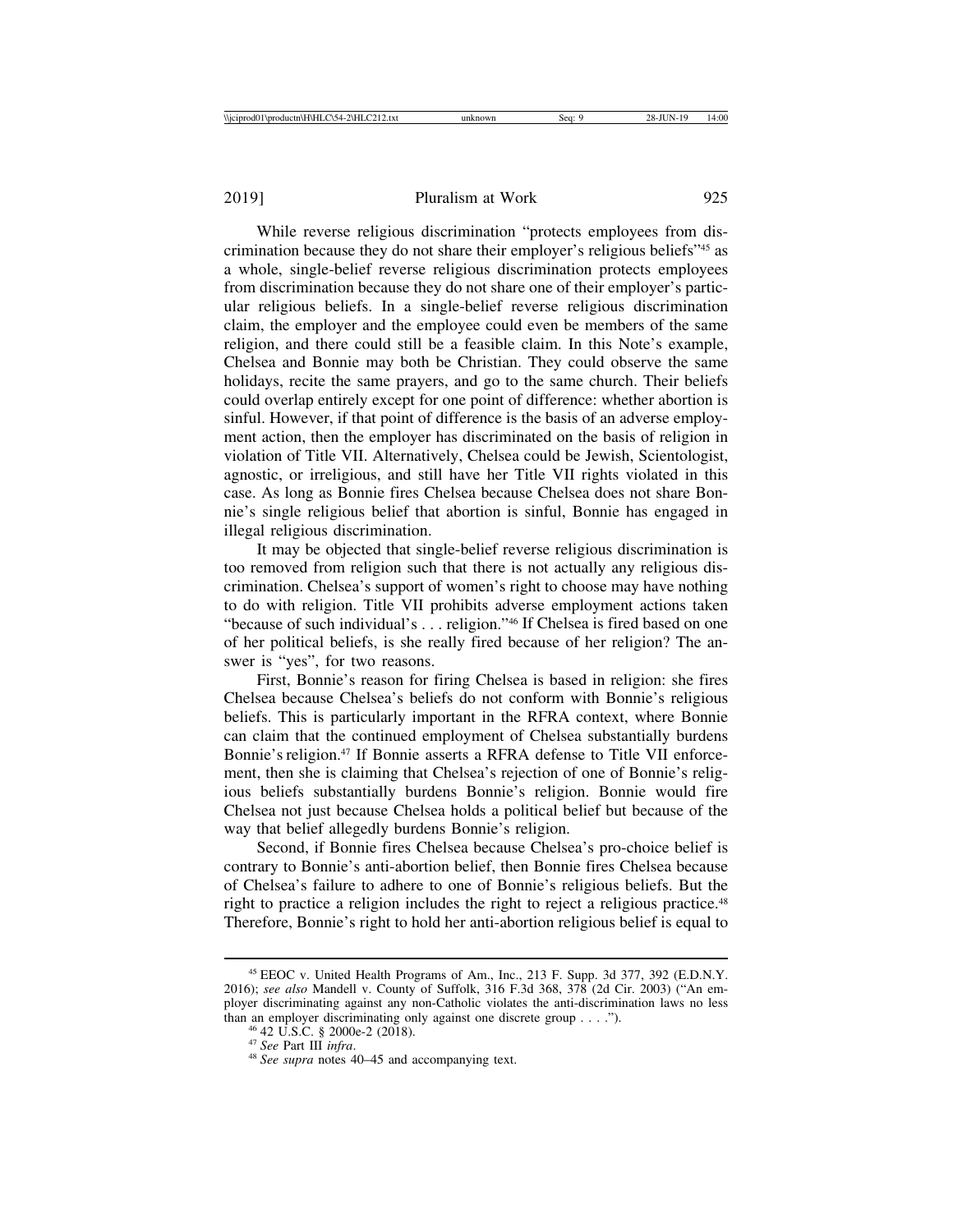While reverse religious discrimination "protects employees from discrimination because they do not share their employer's religious beliefs"[45] as a whole, single-belief reverse religious discrimination protects employees from discrimination because they do not share one of their employer's particular religious beliefs. In a single-belief reverse religious discrimination claim, the employer and the employee could even be members of the same religion, and there could still be a feasible claim. In this Note's example, Chelsea and Bonnie may both be Christian. They could observe the same holidays, recite the same prayers, and go to the same church. Their beliefs could overlap entirely except for one point of difference: whether abortion is sinful. However, if that point of difference is the basis of an adverse employment action, then the employer has discriminated on the basis of religion in violation of Title VII. Alternatively, Chelsea could be Jewish, Scientologist, agnostic, or irreligious, and still have her Title VII rights violated in this case. As long as Bonnie fires Chelsea because Chelsea does not share Bonnie's single religious belief that abortion is sinful, Bonnie has engaged in illegal religious discrimination.

It may be objected that single-belief reverse religious discrimination is too removed from religion such that there is not actually any religious discrimination. Chelsea's support of women's right to choose may have nothing to do with religion. Title VII prohibits adverse employment actions taken "because of such individual's . . . religion."[46] If Chelsea is fired based on one of her political beliefs, is she really fired because of her religion? The answer is "yes", for two reasons.

First, Bonnie's reason for firing Chelsea is based in religion: she fires Chelsea because Chelsea's beliefs do not conform with Bonnie's religious beliefs. This is particularly important in the RFRA context, where Bonnie can claim that the continued employment of Chelsea substantially burdens Bonnie's religion.[47] If Bonnie asserts a RFRA defense to Title VII enforcement, then she is claiming that Chelsea's rejection of one of Bonnie's religious beliefs substantially burdens Bonnie's religion. Bonnie would fire Chelsea not just because Chelsea holds a political belief but because of the way that belief allegedly burdens Bonnie's religion.

Second, if Bonnie fires Chelsea because Chelsea's pro-choice belief is contrary to Bonnie's anti-abortion belief, then Bonnie fires Chelsea because of Chelsea's failure to adhere to one of Bonnie's religious beliefs. But the right to practice a religion includes the right to reject a religious practice.[48] Therefore, Bonnie's right to hold her anti-abortion religious belief is equal to

---

[45] EEOC v. United Health Programs of Am., Inc., 213 F. Supp. 3d 377, 392 (E.D.N.Y. 2016); *see also* Mandell v. County of Suffolk, 316 F.3d 368, 378 (2d Cir. 2003) ("An employer discriminating against any non-Catholic violates the anti-discrimination laws no less than an employer discriminating only against one discrete group . . . .").

[46] 42 U.S.C. § 2000e-2 (2018).

[47] *See* Part III *infra*.

[48] *See supra* notes 40–45 and accompanying text.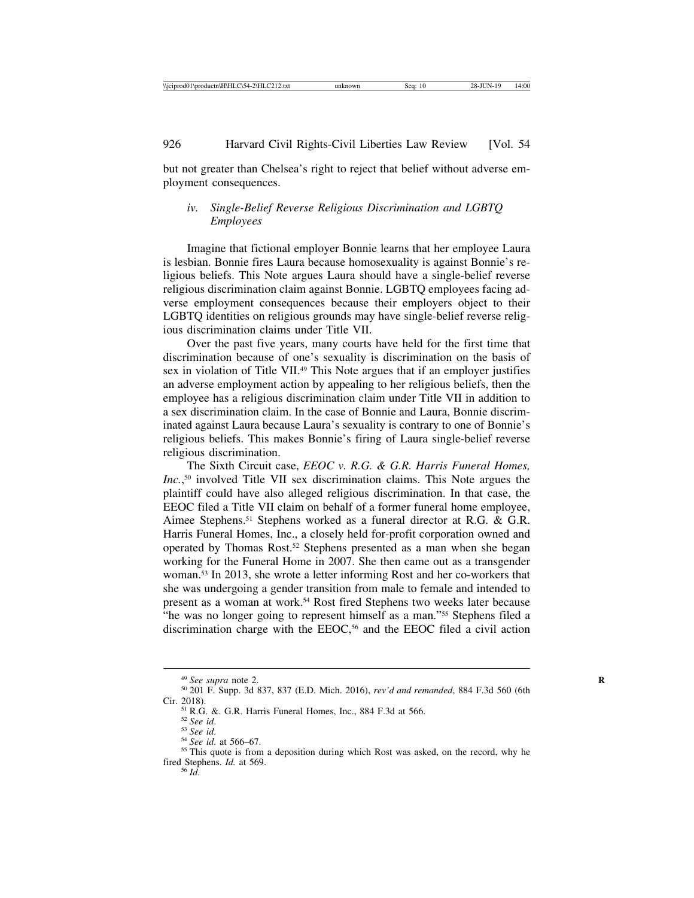but not greater than Chelsea's right to reject that belief without adverse employment consequences.

#### *iv. Single-Belief Reverse Religious Discrimination and LGBTQ Employees*

Imagine that fictional employer Bonnie learns that her employee Laura is lesbian. Bonnie fires Laura because homosexuality is against Bonnie's religious beliefs. This Note argues Laura should have a single-belief reverse religious discrimination claim against Bonnie. LGBTQ employees facing adverse employment consequences because their employers object to their LGBTQ identities on religious grounds may have single-belief reverse religious discrimination claims under Title VII.

Over the past five years, many courts have held for the first time that discrimination because of one's sexuality is discrimination on the basis of sex in violation of Title VII.[49] This Note argues that if an employer justifies an adverse employment action by appealing to her religious beliefs, then the employee has a religious discrimination claim under Title VII in addition to a sex discrimination claim. In the case of Bonnie and Laura, Bonnie discriminated against Laura because Laura's sexuality is contrary to one of Bonnie's religious beliefs. This makes Bonnie's firing of Laura single-belief reverse religious discrimination.

The Sixth Circuit case, *EEOC v. R.G. & G.R. Harris Funeral Homes, Inc.*,[50] involved Title VII sex discrimination claims. This Note argues the plaintiff could have also alleged religious discrimination. In that case, the EEOC filed a Title VII claim on behalf of a former funeral home employee, Aimee Stephens.[51] Stephens worked as a funeral director at R.G. & G.R. Harris Funeral Homes, Inc., a closely held for-profit corporation owned and operated by Thomas Rost.[52] Stephens presented as a man when she began working for the Funeral Home in 2007. She then came out as a transgender woman.[53] In 2013, she wrote a letter informing Rost and her co-workers that she was undergoing a gender transition from male to female and intended to present as a woman at work.[54] Rost fired Stephens two weeks later because "he was no longer going to represent himself as a man."[55] Stephens filed a discrimination charge with the EEOC,[56] and the EEOC filed a civil action

---

[49] *See supra* note 2.

[50] 201 F. Supp. 3d 837, 837 (E.D. Mich. 2016), *rev'd and remanded*, 884 F.3d 560 (6th Cir. 2018).

[51] R.G. &. G.R. Harris Funeral Homes, Inc., 884 F.3d at 566.

[52] *See id.*

[53] *See id.*

[54] *See id.* at 566–67.

[55] This quote is from a deposition during which Rost was asked, on the record, why he fired Stephens. *Id.* at 569.

[56] *Id.*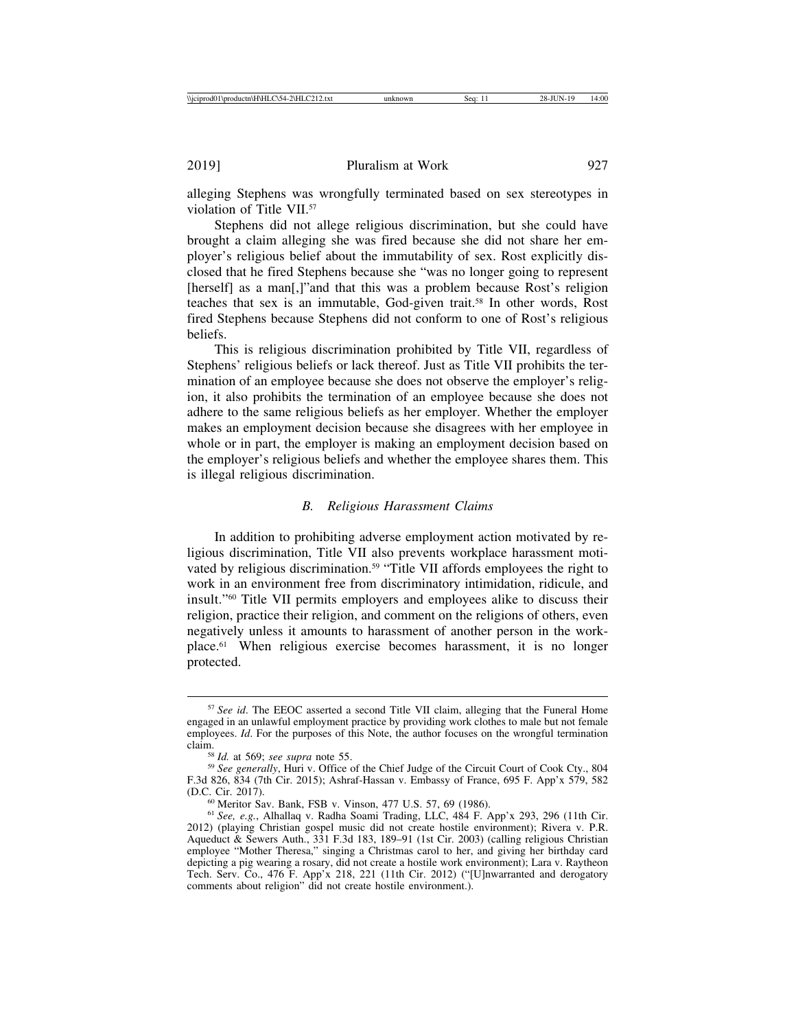alleging Stephens was wrongfully terminated based on sex stereotypes in violation of Title VII.[57]

Stephens did not allege religious discrimination, but she could have brought a claim alleging she was fired because she did not share her employer's religious belief about the immutability of sex. Rost explicitly disclosed that he fired Stephens because she "was no longer going to represent [herself] as a man[,]"and that this was a problem because Rost's religion teaches that sex is an immutable, God-given trait.[58] In other words, Rost fired Stephens because Stephens did not conform to one of Rost's religious beliefs.

This is religious discrimination prohibited by Title VII, regardless of Stephens' religious beliefs or lack thereof. Just as Title VII prohibits the termination of an employee because she does not observe the employer's religion, it also prohibits the termination of an employee because she does not adhere to the same religious beliefs as her employer. Whether the employer makes an employment decision because she disagrees with her employee in whole or in part, the employer is making an employment decision based on the employer's religious beliefs and whether the employee shares them. This is illegal religious discrimination.

### *B. Religious Harassment Claims*

In addition to prohibiting adverse employment action motivated by religious discrimination, Title VII also prevents workplace harassment motivated by religious discrimination.[59] "Title VII affords employees the right to work in an environment free from discriminatory intimidation, ridicule, and insult."[60] Title VII permits employers and employees alike to discuss their religion, practice their religion, and comment on the religions of others, even negatively unless it amounts to harassment of another person in the workplace.[61] When religious exercise becomes harassment, it is no longer protected.

---

[57] *See id*. The EEOC asserted a second Title VII claim, alleging that the Funeral Home engaged in an unlawful employment practice by providing work clothes to male but not female employees. *Id*. For the purposes of this Note, the author focuses on the wrongful termination claim.

[58] *Id.* at 569; *see supra* note 55.

[59] *See generally*, Huri v. Office of the Chief Judge of the Circuit Court of Cook Cty., 804 F.3d 826, 834 (7th Cir. 2015); Ashraf-Hassan v. Embassy of France, 695 F. App'x 579, 582 (D.C. Cir. 2017).

[60] Meritor Sav. Bank, FSB v. Vinson, 477 U.S. 57, 69 (1986).

[61] *See, e.g.*, Alhallaq v. Radha Soami Trading, LLC, 484 F. App'x 293, 296 (11th Cir. 2012) (playing Christian gospel music did not create hostile environment); Rivera v. P.R. Aqueduct & Sewers Auth., 331 F.3d 183, 189–91 (1st Cir. 2003) (calling religious Christian employee "Mother Theresa," singing a Christmas carol to her, and giving her birthday card depicting a pig wearing a rosary, did not create a hostile work environment); Lara v. Raytheon Tech. Serv. Co., 476 F. App'x 218, 221 (11th Cir. 2012) ("[U]nwarranted and derogatory comments about religion" did not create hostile environment.).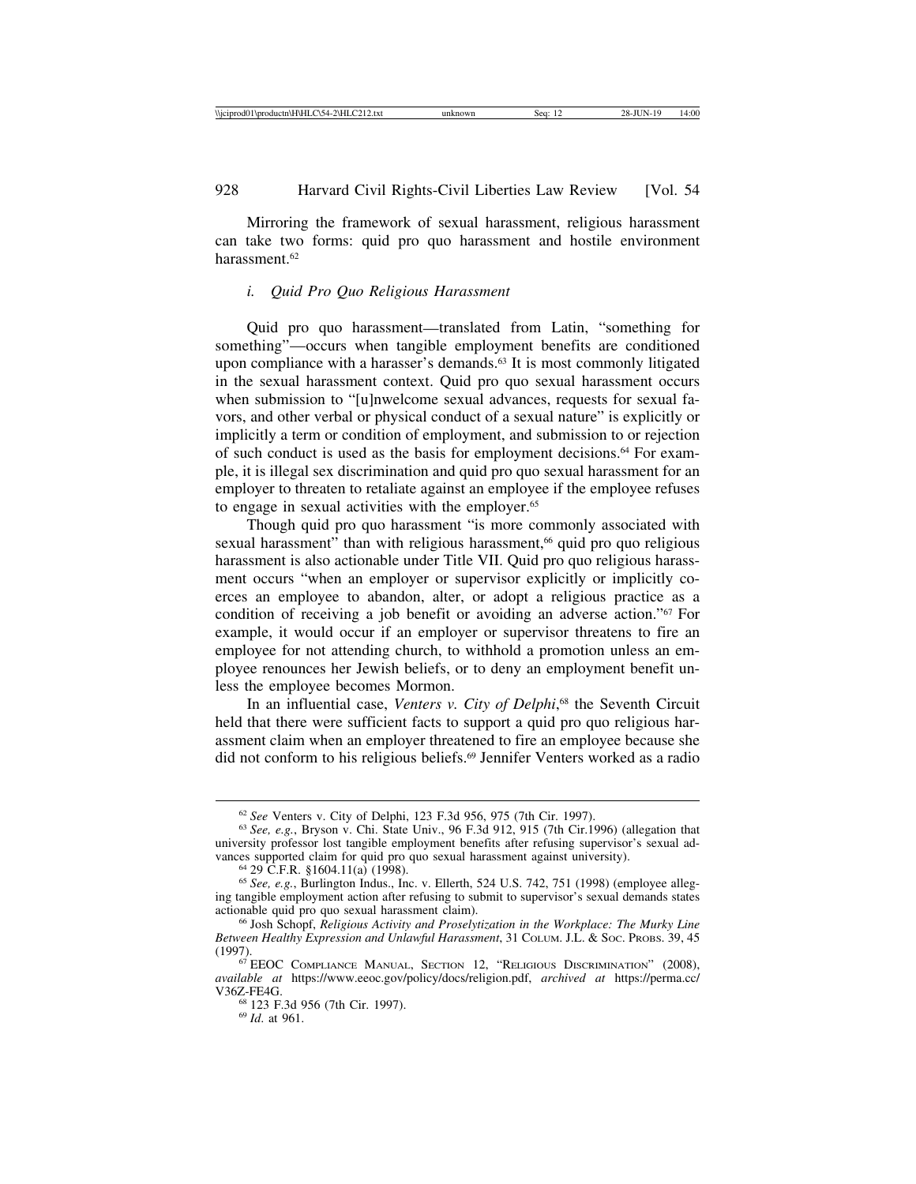Mirroring the framework of sexual harassment, religious harassment can take two forms: quid pro quo harassment and hostile environment harassment.[62]

### *i. Quid Pro Quo Religious Harassment*

Quid pro quo harassment—translated from Latin, "something for something"—occurs when tangible employment benefits are conditioned upon compliance with a harasser's demands.[63] It is most commonly litigated in the sexual harassment context. Quid pro quo sexual harassment occurs when submission to "[u]nwelcome sexual advances, requests for sexual favors, and other verbal or physical conduct of a sexual nature" is explicitly or implicitly a term or condition of employment, and submission to or rejection of such conduct is used as the basis for employment decisions.[64] For example, it is illegal sex discrimination and quid pro quo sexual harassment for an employer to threaten to retaliate against an employee if the employee refuses to engage in sexual activities with the employer.[65]

Though quid pro quo harassment "is more commonly associated with sexual harassment" than with religious harassment,[66] quid pro quo religious harassment is also actionable under Title VII. Quid pro quo religious harassment occurs "when an employer or supervisor explicitly or implicitly coerces an employee to abandon, alter, or adopt a religious practice as a condition of receiving a job benefit or avoiding an adverse action."[67] For example, it would occur if an employer or supervisor threatens to fire an employee for not attending church, to withhold a promotion unless an employee renounces her Jewish beliefs, or to deny an employment benefit unless the employee becomes Mormon.

In an influential case, *Venters v. City of Delphi*,[68] the Seventh Circuit held that there were sufficient facts to support a quid pro quo religious harassment claim when an employer threatened to fire an employee because she did not conform to his religious beliefs.[69] Jennifer Venters worked as a radio

---

[62] *See* Venters v. City of Delphi, 123 F.3d 956, 975 (7th Cir. 1997).

[63] *See, e.g.*, Bryson v. Chi. State Univ., 96 F.3d 912, 915 (7th Cir.1996) (allegation that university professor lost tangible employment benefits after refusing supervisor's sexual advances supported claim for quid pro quo sexual harassment against university).

[64] 29 C.F.R. §1604.11(a) (1998).

[65] *See, e.g.*, Burlington Indus., Inc. v. Ellerth, 524 U.S. 742, 751 (1998) (employee alleging tangible employment action after refusing to submit to supervisor's sexual demands states actionable quid pro quo sexual harassment claim).

[66] Josh Schopf, *Religious Activity and Proselytization in the Workplace: The Murky Line Between Healthy Expression and Unlawful Harassment*, 31 COLUM. J.L. & SOC. PROBS. 39, 45 (1997).

[67] EEOC COMPLIANCE MANUAL, SECTION 12, "RELIGIOUS DISCRIMINATION" (2008), *available at* https://www.eeoc.gov/policy/docs/religion.pdf, *archived at* https://perma.cc/V36Z-FE4G.

[68] 123 F.3d 956 (7th Cir. 1997).

[69] *Id.* at 961.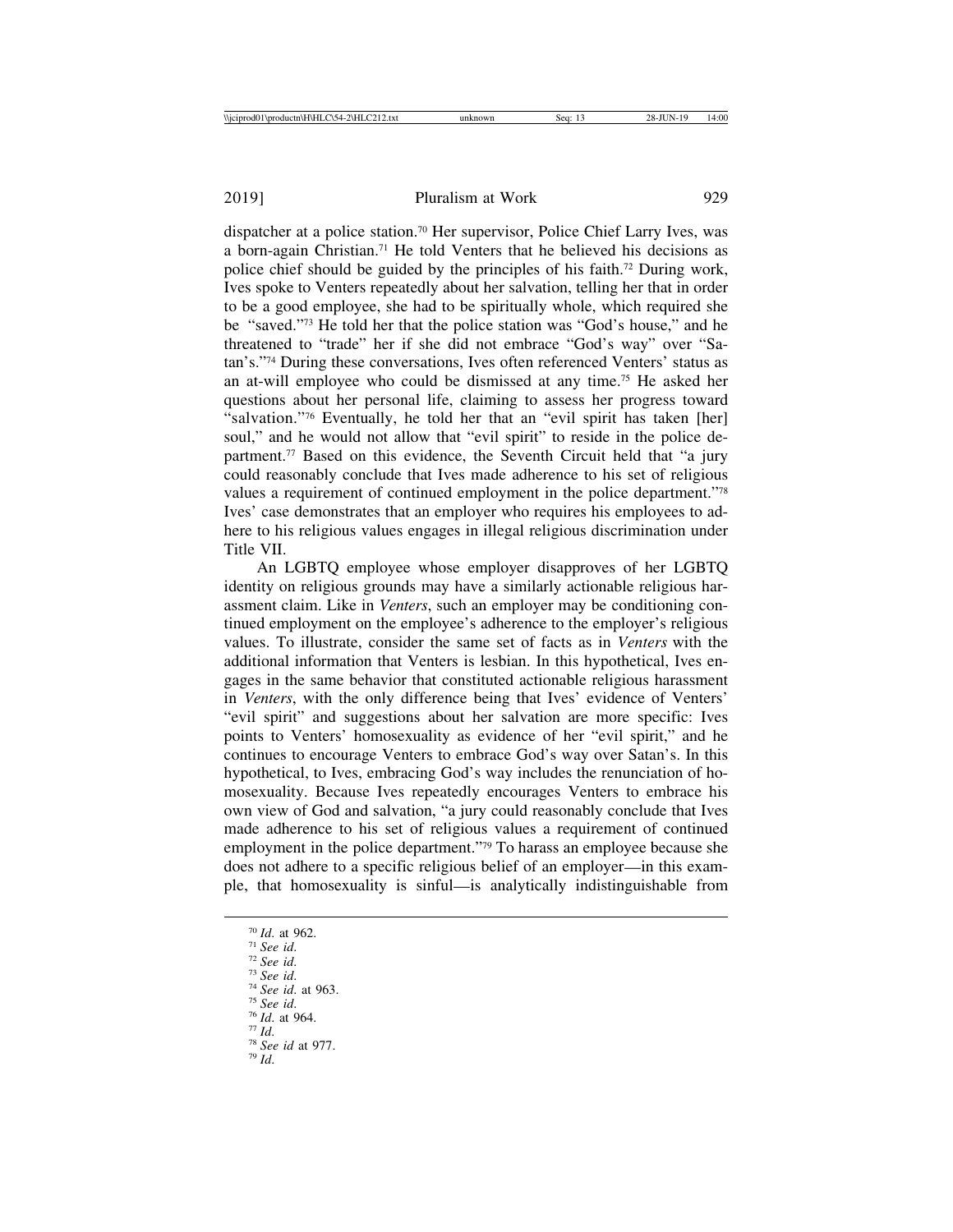dispatcher at a police station.[70] Her supervisor, Police Chief Larry Ives, was a born-again Christian.[71] He told Venters that he believed his decisions as police chief should be guided by the principles of his faith.[72] During work, Ives spoke to Venters repeatedly about her salvation, telling her that in order to be a good employee, she had to be spiritually whole, which required she be "saved."[73] He told her that the police station was "God's house," and he threatened to "trade" her if she did not embrace "God's way" over "Satan's."[74] During these conversations, Ives often referenced Venters' status as an at-will employee who could be dismissed at any time.[75] He asked her questions about her personal life, claiming to assess her progress toward "salvation."[76] Eventually, he told her that an "evil spirit has taken [her] soul," and he would not allow that "evil spirit" to reside in the police department.[77] Based on this evidence, the Seventh Circuit held that "a jury could reasonably conclude that Ives made adherence to his set of religious values a requirement of continued employment in the police department."[78] Ives' case demonstrates that an employer who requires his employees to adhere to his religious values engages in illegal religious discrimination under Title VII.

An LGBTQ employee whose employer disapproves of her LGBTQ identity on religious grounds may have a similarly actionable religious harassment claim. Like in *Venters*, such an employer may be conditioning continued employment on the employee's adherence to the employer's religious values. To illustrate, consider the same set of facts as in *Venters* with the additional information that Venters is lesbian. In this hypothetical, Ives engages in the same behavior that constituted actionable religious harassment in *Venters*, with the only difference being that Ives' evidence of Venters' "evil spirit" and suggestions about her salvation are more specific: Ives points to Venters' homosexuality as evidence of her "evil spirit," and he continues to encourage Venters to embrace God's way over Satan's. In this hypothetical, to Ives, embracing God's way includes the renunciation of homosexuality. Because Ives repeatedly encourages Venters to embrace his own view of God and salvation, "a jury could reasonably conclude that Ives made adherence to his set of religious values a requirement of continued employment in the police department."[79] To harass an employee because she does not adhere to a specific religious belief of an employer—in this example, that homosexuality is sinful—is analytically indistinguishable from

[70] *Id.* at 962.
[71] *See id.*
[72] *See id.*
[73] *See id.*
[74] *See id.* at 963.
[75] *See id.*
[76] *Id.* at 964.
[77] *Id.*
[78] *See id* at 977.
[79] *Id.*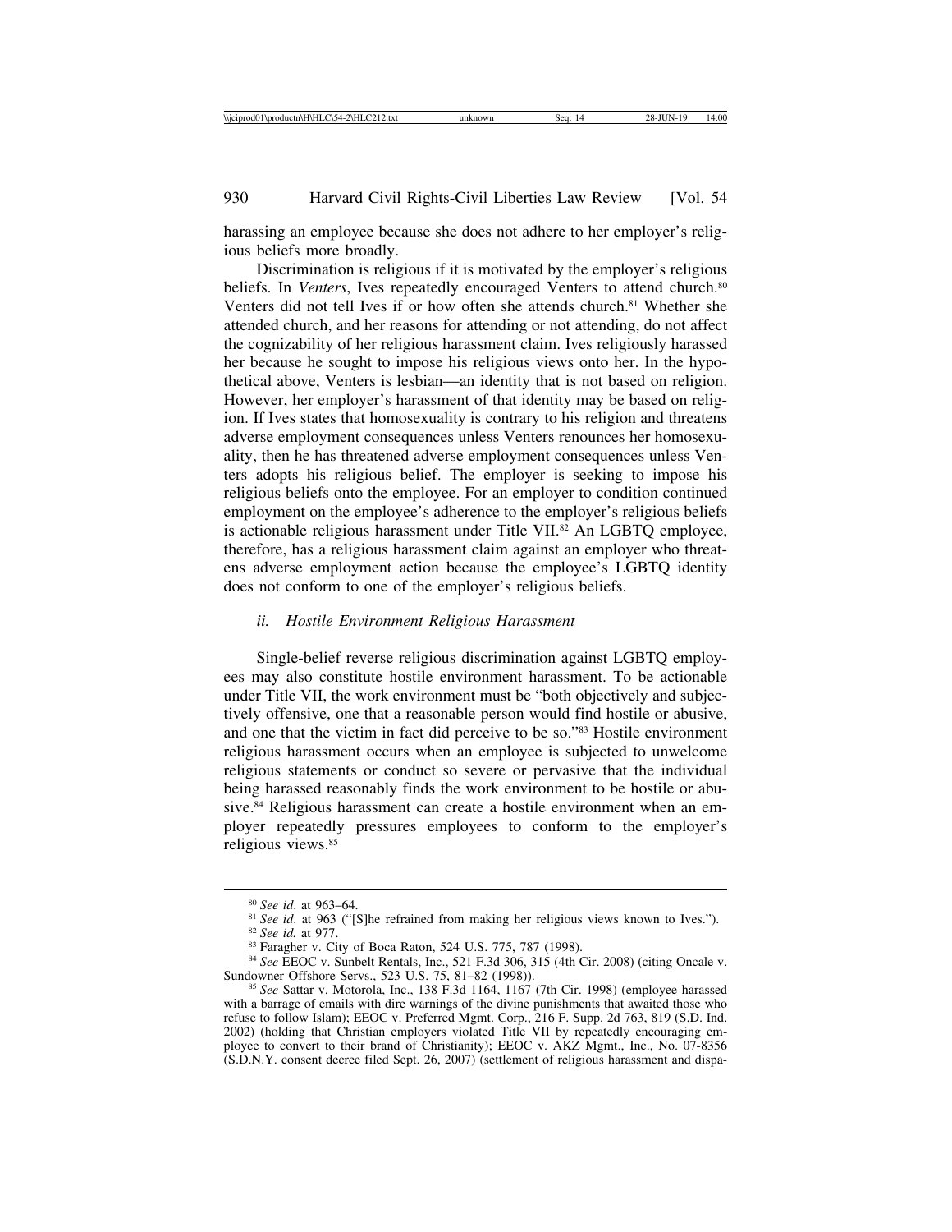harassing an employee because she does not adhere to her employer's religious beliefs more broadly.

Discrimination is religious if it is motivated by the employer's religious beliefs. In *Venters*, Ives repeatedly encouraged Venters to attend church.[80] Venters did not tell Ives if or how often she attends church.[81] Whether she attended church, and her reasons for attending or not attending, do not affect the cognizability of her religious harassment claim. Ives religiously harassed her because he sought to impose his religious views onto her. In the hypothetical above, Venters is lesbian—an identity that is not based on religion. However, her employer's harassment of that identity may be based on religion. If Ives states that homosexuality is contrary to his religion and threatens adverse employment consequences unless Venters renounces her homosexuality, then he has threatened adverse employment consequences unless Venters adopts his religious belief. The employer is seeking to impose his religious beliefs onto the employee. For an employer to condition continued employment on the employee's adherence to the employer's religious beliefs is actionable religious harassment under Title VII.[82] An LGBTQ employee, therefore, has a religious harassment claim against an employer who threatens adverse employment action because the employee's LGBTQ identity does not conform to one of the employer's religious beliefs.

### *ii. Hostile Environment Religious Harassment*

Single-belief reverse religious discrimination against LGBTQ employees may also constitute hostile environment harassment. To be actionable under Title VII, the work environment must be "both objectively and subjectively offensive, one that a reasonable person would find hostile or abusive, and one that the victim in fact did perceive to be so."[83] Hostile environment religious harassment occurs when an employee is subjected to unwelcome religious statements or conduct so severe or pervasive that the individual being harassed reasonably finds the work environment to be hostile or abusive.[84] Religious harassment can create a hostile environment when an employer repeatedly pressures employees to conform to the employer's religious views.[85]

---

[80] *See id.* at 963–64.

[81] *See id.* at 963 ("[S]he refrained from making her religious views known to Ives.").

[82] *See id.* at 977.

[83] Faragher v. City of Boca Raton, 524 U.S. 775, 787 (1998).

[84] *See* EEOC v. Sunbelt Rentals, Inc., 521 F.3d 306, 315 (4th Cir. 2008) (citing Oncale v. Sundowner Offshore Servs., 523 U.S. 75, 81–82 (1998)).

[85] *See* Sattar v. Motorola, Inc., 138 F.3d 1164, 1167 (7th Cir. 1998) (employee harassed with a barrage of emails with dire warnings of the divine punishments that awaited those who refuse to follow Islam); EEOC v. Preferred Mgmt. Corp., 216 F. Supp. 2d 763, 819 (S.D. Ind. 2002) (holding that Christian employers violated Title VII by repeatedly encouraging employee to convert to their brand of Christianity); EEOC v. AKZ Mgmt., Inc., No. 07-8356 (S.D.N.Y. consent decree filed Sept. 26, 2007) (settlement of religious harassment and dispa-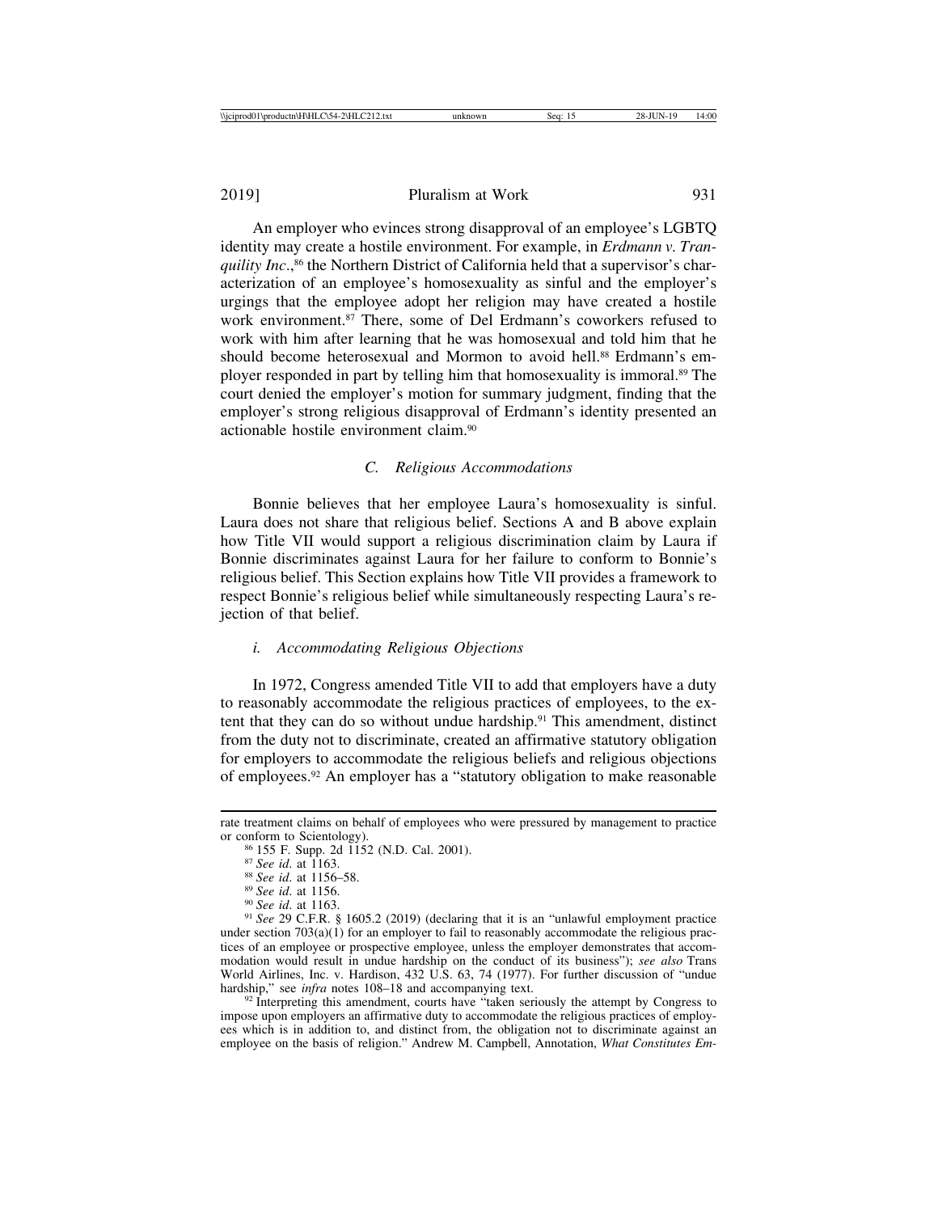An employer who evinces strong disapproval of an employee's LGBTQ identity may create a hostile environment. For example, in *Erdmann v. Tranquility Inc.*,[86] the Northern District of California held that a supervisor's characterization of an employee's homosexuality as sinful and the employer's urgings that the employee adopt her religion may have created a hostile work environment.[87] There, some of Del Erdmann's coworkers refused to work with him after learning that he was homosexual and told him that he should become heterosexual and Mormon to avoid hell.[88] Erdmann's employer responded in part by telling him that homosexuality is immoral.[89] The court denied the employer's motion for summary judgment, finding that the employer's strong religious disapproval of Erdmann's identity presented an actionable hostile environment claim.[90]

### *C. Religious Accommodations*

Bonnie believes that her employee Laura's homosexuality is sinful. Laura does not share that religious belief. Sections A and B above explain how Title VII would support a religious discrimination claim by Laura if Bonnie discriminates against Laura for her failure to conform to Bonnie's religious belief. This Section explains how Title VII provides a framework to respect Bonnie's religious belief while simultaneously respecting Laura's rejection of that belief.

#### *i. Accommodating Religious Objections*

In 1972, Congress amended Title VII to add that employers have a duty to reasonably accommodate the religious practices of employees, to the extent that they can do so without undue hardship.[91] This amendment, distinct from the duty not to discriminate, created an affirmative statutory obligation for employers to accommodate the religious beliefs and religious objections of employees.[92] An employer has a "statutory obligation to make reasonable

---

rate treatment claims on behalf of employees who were pressured by management to practice or conform to Scientology).

[86] 155 F. Supp. 2d 1152 (N.D. Cal. 2001).

[87] *See id.* at 1163.

[88] *See id.* at 1156–58.

[89] *See id.* at 1156.

[90] *See id.* at 1163.

[91] *See* 29 C.F.R. § 1605.2 (2019) (declaring that it is an "unlawful employment practice under section 703(a)(1) for an employer to fail to reasonably accommodate the religious practices of an employee or prospective employee, unless the employer demonstrates that accommodation would result in undue hardship on the conduct of its business"); *see also* Trans World Airlines, Inc. v. Hardison, 432 U.S. 63, 74 (1977). For further discussion of "undue hardship," see *infra* notes 108–18 and accompanying text.

[92] Interpreting this amendment, courts have "taken seriously the attempt by Congress to impose upon employers an affirmative duty to accommodate the religious practices of employees which is in addition to, and distinct from, the obligation not to discriminate against an employee on the basis of religion." Andrew M. Campbell, Annotation, *What Constitutes Em-*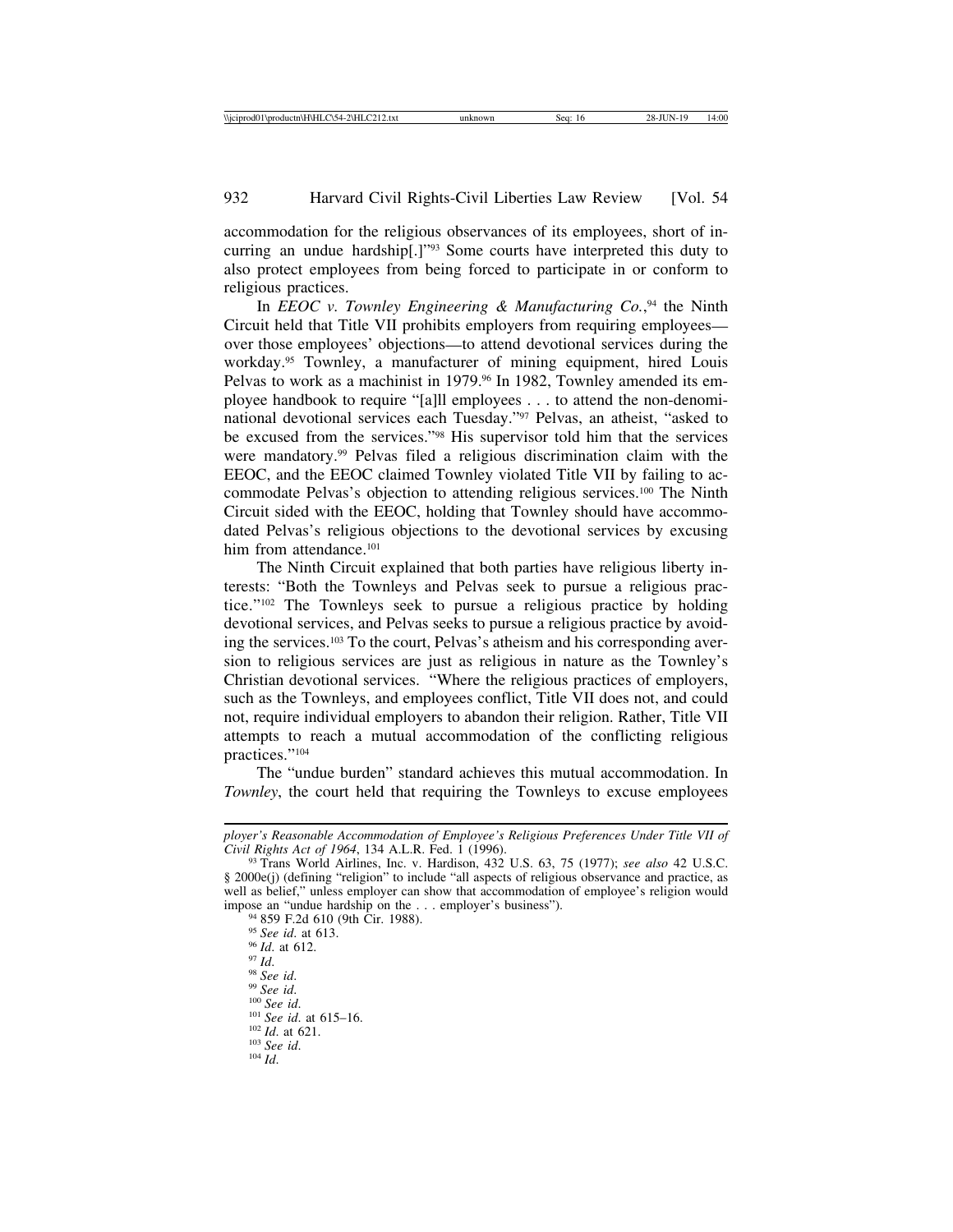accommodation for the religious observances of its employees, short of incurring an undue hardship[.]"[93] Some courts have interpreted this duty to also protect employees from being forced to participate in or conform to religious practices.

In *EEOC v. Townley Engineering & Manufacturing Co.*,[94] the Ninth Circuit held that Title VII prohibits employers from requiring employees—over those employees' objections—to attend devotional services during the workday.[95] Townley, a manufacturer of mining equipment, hired Louis Pelvas to work as a machinist in 1979.[96] In 1982, Townley amended its employee handbook to require "[a]ll employees . . . to attend the non-denominational devotional services each Tuesday."[97] Pelvas, an atheist, "asked to be excused from the services."[98] His supervisor told him that the services were mandatory.[99] Pelvas filed a religious discrimination claim with the EEOC, and the EEOC claimed Townley violated Title VII by failing to accommodate Pelvas's objection to attending religious services.[100] The Ninth Circuit sided with the EEOC, holding that Townley should have accommodated Pelvas's religious objections to the devotional services by excusing him from attendance.[101]

The Ninth Circuit explained that both parties have religious liberty interests: "Both the Townleys and Pelvas seek to pursue a religious practice."[102] The Townleys seek to pursue a religious practice by holding devotional services, and Pelvas seeks to pursue a religious practice by avoiding the services.[103] To the court, Pelvas's atheism and his corresponding aversion to religious services are just as religious in nature as the Townley's Christian devotional services. "Where the religious practices of employers, such as the Townleys, and employees conflict, Title VII does not, and could not, require individual employers to abandon their religion. Rather, Title VII attempts to reach a mutual accommodation of the conflicting religious practices."[104]

The "undue burden" standard achieves this mutual accommodation. In *Townley*, the court held that requiring the Townleys to excuse employees

---

*ployer's Reasonable Accommodation of Employee's Religious Preferences Under Title VII of Civil Rights Act of 1964*, 134 A.L.R. Fed. 1 (1996).

[93] Trans World Airlines, Inc. v. Hardison, 432 U.S. 63, 75 (1977); *see also* 42 U.S.C. § 2000e(j) (defining "religion" to include "all aspects of religious observance and practice, as well as belief," unless employer can show that accommodation of employee's religion would impose an "undue hardship on the . . . employer's business").

[94] 859 F.2d 610 (9th Cir. 1988).

[95] *See id.* at 613.

[96] *Id.* at 612.

[97] *Id.*

[98] *See id.*

[99] *See id.*

[100] *See id.*

[101] *See id.* at 615–16.

[102] *Id.* at 621.

[103] *See id.*

[104] *Id.*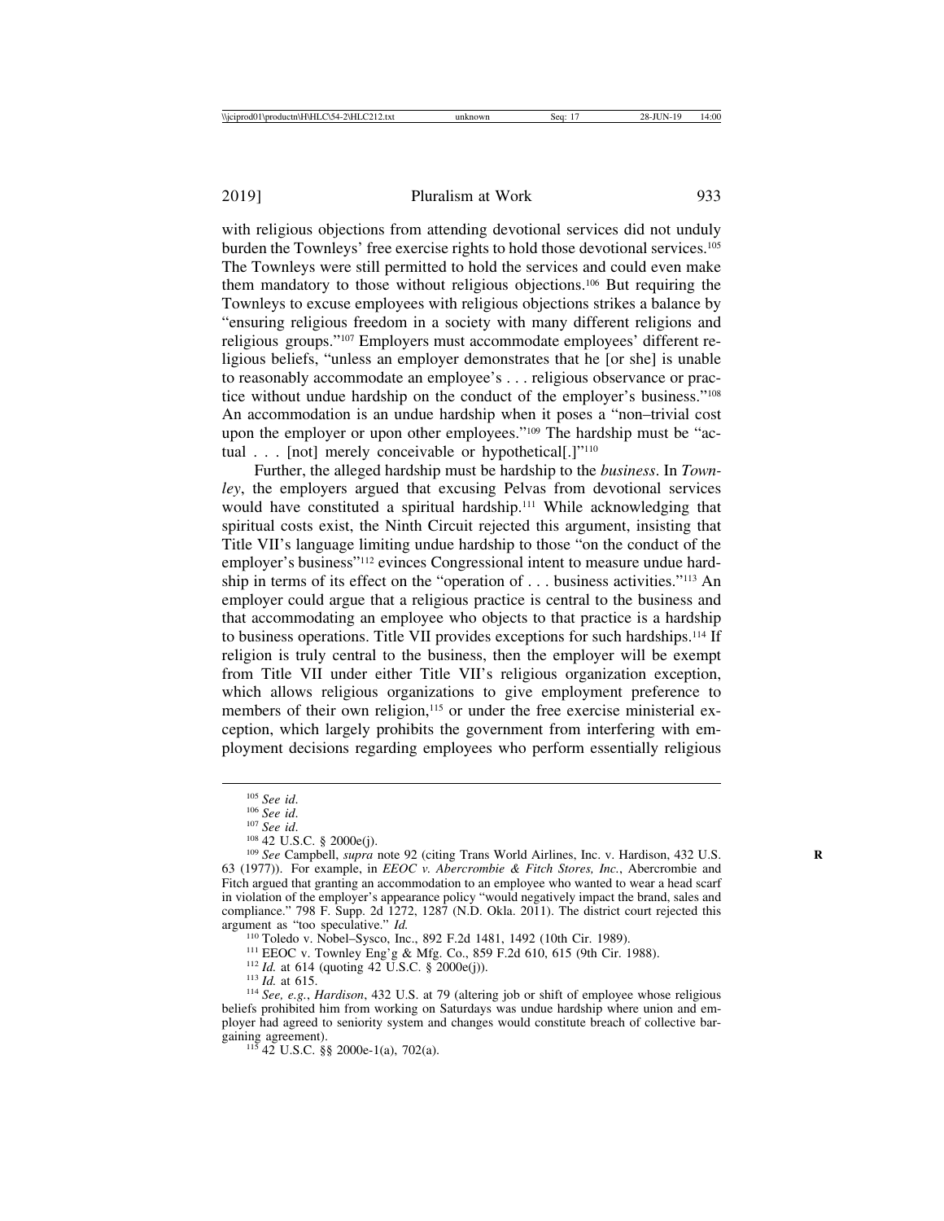with religious objections from attending devotional services did not unduly burden the Townleys' free exercise rights to hold those devotional services.[105] The Townleys were still permitted to hold the services and could even make them mandatory to those without religious objections.[106] But requiring the Townleys to excuse employees with religious objections strikes a balance by "ensuring religious freedom in a society with many different religions and religious groups."[107] Employers must accommodate employees' different religious beliefs, "unless an employer demonstrates that he [or she] is unable to reasonably accommodate an employee's . . . religious observance or practice without undue hardship on the conduct of the employer's business."[108] An accommodation is an undue hardship when it poses a "non–trivial cost upon the employer or upon other employees."[109] The hardship must be "actual . . . [not] merely conceivable or hypothetical[.]"[110]

Further, the alleged hardship must be hardship to the *business*. In *Townley*, the employers argued that excusing Pelvas from devotional services would have constituted a spiritual hardship.[111] While acknowledging that spiritual costs exist, the Ninth Circuit rejected this argument, insisting that Title VII's language limiting undue hardship to those "on the conduct of the employer's business"[112] evinces Congressional intent to measure undue hardship in terms of its effect on the "operation of . . . business activities."[113] An employer could argue that a religious practice is central to the business and that accommodating an employee who objects to that practice is a hardship to business operations. Title VII provides exceptions for such hardships.[114] If religion is truly central to the business, then the employer will be exempt from Title VII under either Title VII's religious organization exception, which allows religious organizations to give employment preference to members of their own religion,[115] or under the free exercise ministerial exception, which largely prohibits the government from interfering with employment decisions regarding employees who perform essentially religious

---

[105] *See id.*

[106] *See id.*

[107] *See id.*

[108] 42 U.S.C. § 2000e(j).

[109] *See* Campbell, *supra* note 92 (citing Trans World Airlines, Inc. v. Hardison, 432 U.S. 63 (1977)). For example, in *EEOC v. Abercrombie & Fitch Stores, Inc.*, Abercrombie and Fitch argued that granting an accommodation to an employee who wanted to wear a head scarf in violation of the employer's appearance policy "would negatively impact the brand, sales and compliance." 798 F. Supp. 2d 1272, 1287 (N.D. Okla. 2011). The district court rejected this argument as "too speculative." *Id.*

[110] Toledo v. Nobel–Sysco, Inc., 892 F.2d 1481, 1492 (10th Cir. 1989).

[111] EEOC v. Townley Eng'g & Mfg. Co., 859 F.2d 610, 615 (9th Cir. 1988).

[112] *Id.* at 614 (quoting 42 U.S.C. § 2000e(j)).

[113] *Id.* at 615.

[114] *See, e.g.*, *Hardison*, 432 U.S. at 79 (altering job or shift of employee whose religious beliefs prohibited him from working on Saturdays was undue hardship where union and employer had agreed to seniority system and changes would constitute breach of collective bargaining agreement).

[115] 42 U.S.C. §§ 2000e-1(a), 702(a).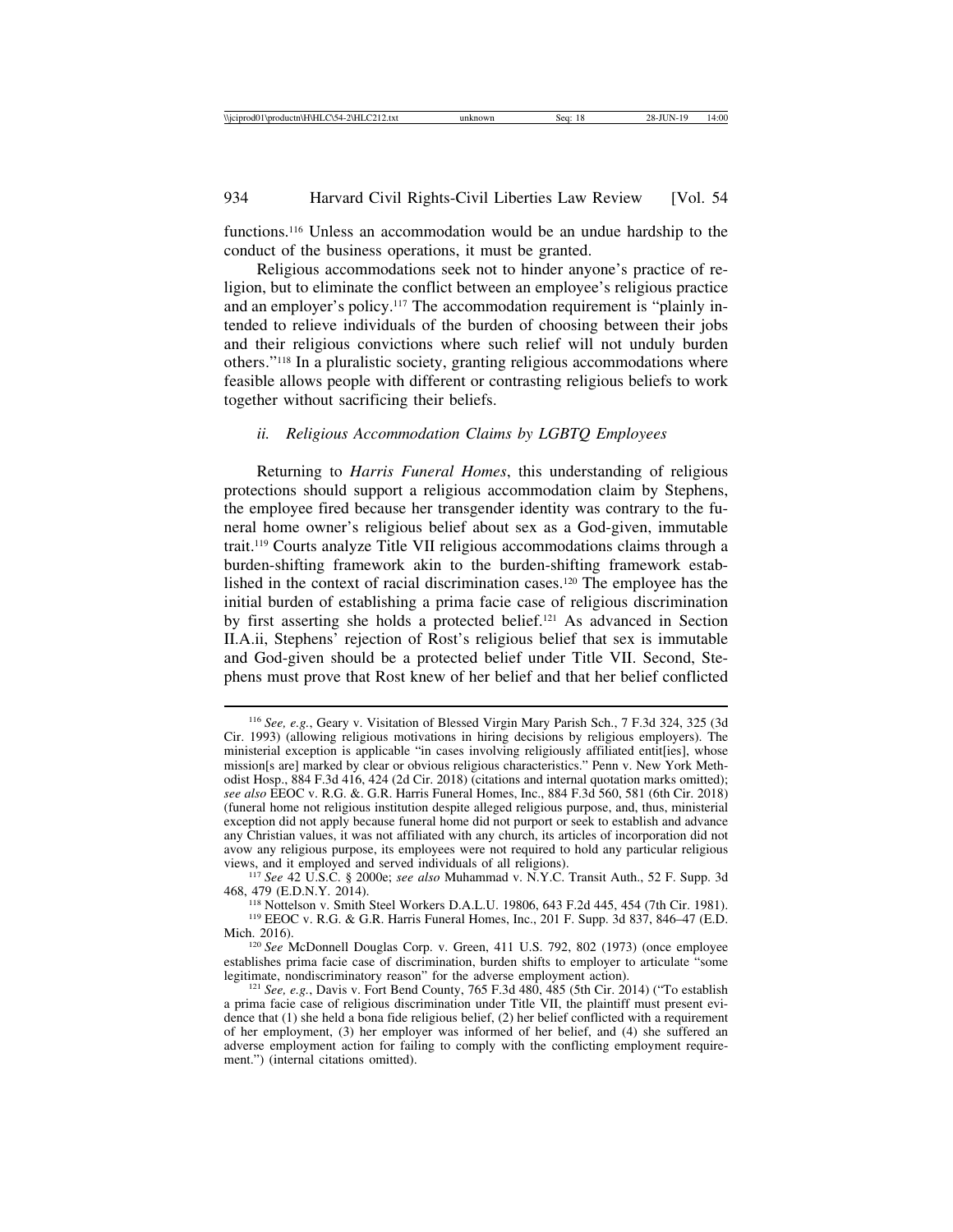functions.[116] Unless an accommodation would be an undue hardship to the conduct of the business operations, it must be granted.

Religious accommodations seek not to hinder anyone's practice of religion, but to eliminate the conflict between an employee's religious practice and an employer's policy.[117] The accommodation requirement is "plainly intended to relieve individuals of the burden of choosing between their jobs and their religious convictions where such relief will not unduly burden others."[118] In a pluralistic society, granting religious accommodations where feasible allows people with different or contrasting religious beliefs to work together without sacrificing their beliefs.

### *ii. Religious Accommodation Claims by LGBTQ Employees*

Returning to *Harris Funeral Homes*, this understanding of religious protections should support a religious accommodation claim by Stephens, the employee fired because her transgender identity was contrary to the funeral home owner's religious belief about sex as a God-given, immutable trait.[119] Courts analyze Title VII religious accommodations claims through a burden-shifting framework akin to the burden-shifting framework established in the context of racial discrimination cases.[120] The employee has the initial burden of establishing a prima facie case of religious discrimination by first asserting she holds a protected belief.[121] As advanced in Section II.A.ii, Stephens' rejection of Rost's religious belief that sex is immutable and God-given should be a protected belief under Title VII. Second, Stephens must prove that Rost knew of her belief and that her belief conflicted

---

[116] *See, e.g.*, Geary v. Visitation of Blessed Virgin Mary Parish Sch., 7 F.3d 324, 325 (3d Cir. 1993) (allowing religious motivations in hiring decisions by religious employers). The ministerial exception is applicable "in cases involving religiously affiliated entit[ies], whose mission[s are] marked by clear or obvious religious characteristics." Penn v. New York Methodist Hosp., 884 F.3d 416, 424 (2d Cir. 2018) (citations and internal quotation marks omitted); *see also* EEOC v. R.G. &. G.R. Harris Funeral Homes, Inc., 884 F.3d 560, 581 (6th Cir. 2018) (funeral home not religious institution despite alleged religious purpose, and, thus, ministerial exception did not apply because funeral home did not purport or seek to establish and advance any Christian values, it was not affiliated with any church, its articles of incorporation did not avow any religious purpose, its employees were not required to hold any particular religious views, and it employed and served individuals of all religions).

[117] *See* 42 U.S.C. § 2000e; *see also* Muhammad v. N.Y.C. Transit Auth., 52 F. Supp. 3d 468, 479 (E.D.N.Y. 2014).

[118] Nottelson v. Smith Steel Workers D.A.L.U. 19806, 643 F.2d 445, 454 (7th Cir. 1981).

[119] EEOC v. R.G. & G.R. Harris Funeral Homes, Inc., 201 F. Supp. 3d 837, 846–47 (E.D. Mich. 2016).

[120] *See* McDonnell Douglas Corp. v. Green, 411 U.S. 792, 802 (1973) (once employee establishes prima facie case of discrimination, burden shifts to employer to articulate "some legitimate, nondiscriminatory reason" for the adverse employment action).

[121] *See, e.g.*, Davis v. Fort Bend County, 765 F.3d 480, 485 (5th Cir. 2014) ("To establish a prima facie case of religious discrimination under Title VII, the plaintiff must present evidence that (1) she held a bona fide religious belief, (2) her belief conflicted with a requirement of her employment, (3) her employer was informed of her belief, and (4) she suffered an adverse employment action for failing to comply with the conflicting employment requirement.") (internal citations omitted).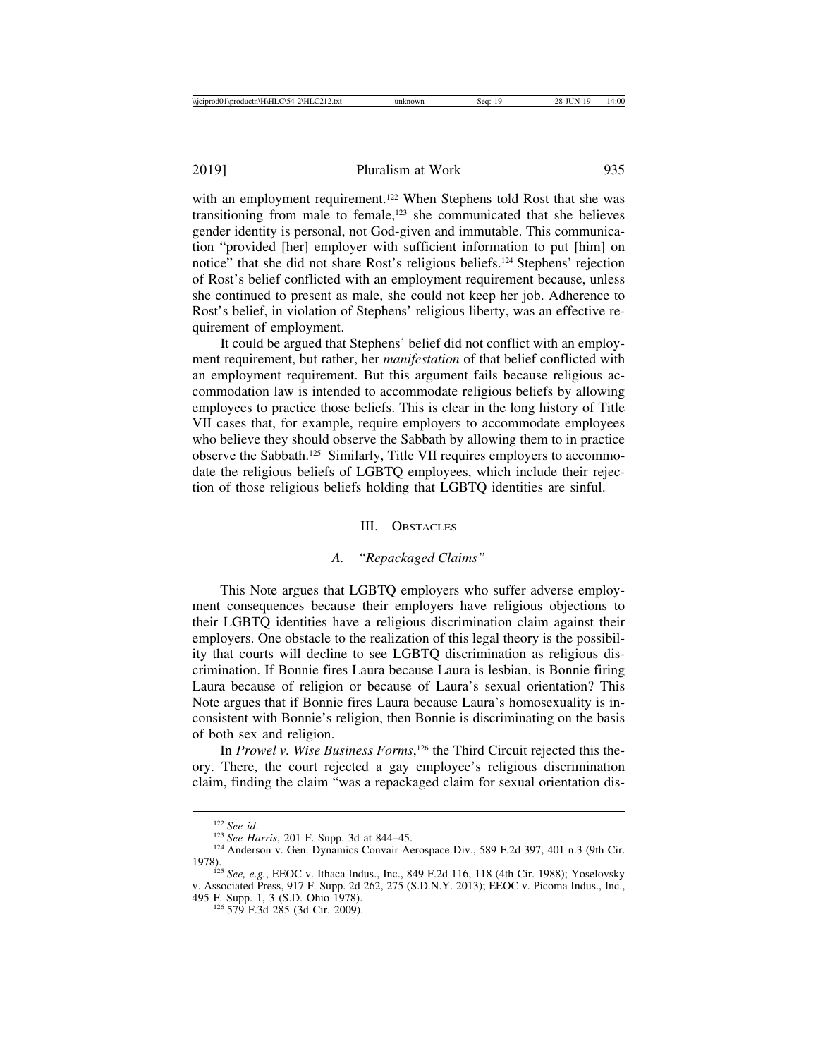with an employment requirement.[122] When Stephens told Rost that she was transitioning from male to female,[123] she communicated that she believes gender identity is personal, not God-given and immutable. This communication "provided [her] employer with sufficient information to put [him] on notice" that she did not share Rost's religious beliefs.[124] Stephens' rejection of Rost's belief conflicted with an employment requirement because, unless she continued to present as male, she could not keep her job. Adherence to Rost's belief, in violation of Stephens' religious liberty, was an effective requirement of employment.

It could be argued that Stephens' belief did not conflict with an employment requirement, but rather, her *manifestation* of that belief conflicted with an employment requirement. But this argument fails because religious accommodation law is intended to accommodate religious beliefs by allowing employees to practice those beliefs. This is clear in the long history of Title VII cases that, for example, require employers to accommodate employees who believe they should observe the Sabbath by allowing them to in practice observe the Sabbath.[125] Similarly, Title VII requires employers to accommodate the religious beliefs of LGBTQ employees, which include their rejection of those religious beliefs holding that LGBTQ identities are sinful.

## III. Obstacles

### A. *"Repackaged Claims"*

This Note argues that LGBTQ employers who suffer adverse employment consequences because their employers have religious objections to their LGBTQ identities have a religious discrimination claim against their employers. One obstacle to the realization of this legal theory is the possibility that courts will decline to see LGBTQ discrimination as religious discrimination. If Bonnie fires Laura because Laura is lesbian, is Bonnie firing Laura because of religion or because of Laura's sexual orientation? This Note argues that if Bonnie fires Laura because Laura's homosexuality is inconsistent with Bonnie's religion, then Bonnie is discriminating on the basis of both sex and religion.

In *Prowel v. Wise Business Forms*,[126] the Third Circuit rejected this theory. There, the court rejected a gay employee's religious discrimination claim, finding the claim "was a repackaged claim for sexual orientation dis-

---

[122] *See id.*

[123] *See Harris*, 201 F. Supp. 3d at 844–45.

[124] Anderson v. Gen. Dynamics Convair Aerospace Div., 589 F.2d 397, 401 n.3 (9th Cir. 1978).

[125] *See, e.g.*, EEOC v. Ithaca Indus., Inc., 849 F.2d 116, 118 (4th Cir. 1988); Yoselovsky v. Associated Press, 917 F. Supp. 2d 262, 275 (S.D.N.Y. 2013); EEOC v. Picoma Indus., Inc., 495 F. Supp. 1, 3 (S.D. Ohio 1978).

[126] 579 F.3d 285 (3d Cir. 2009).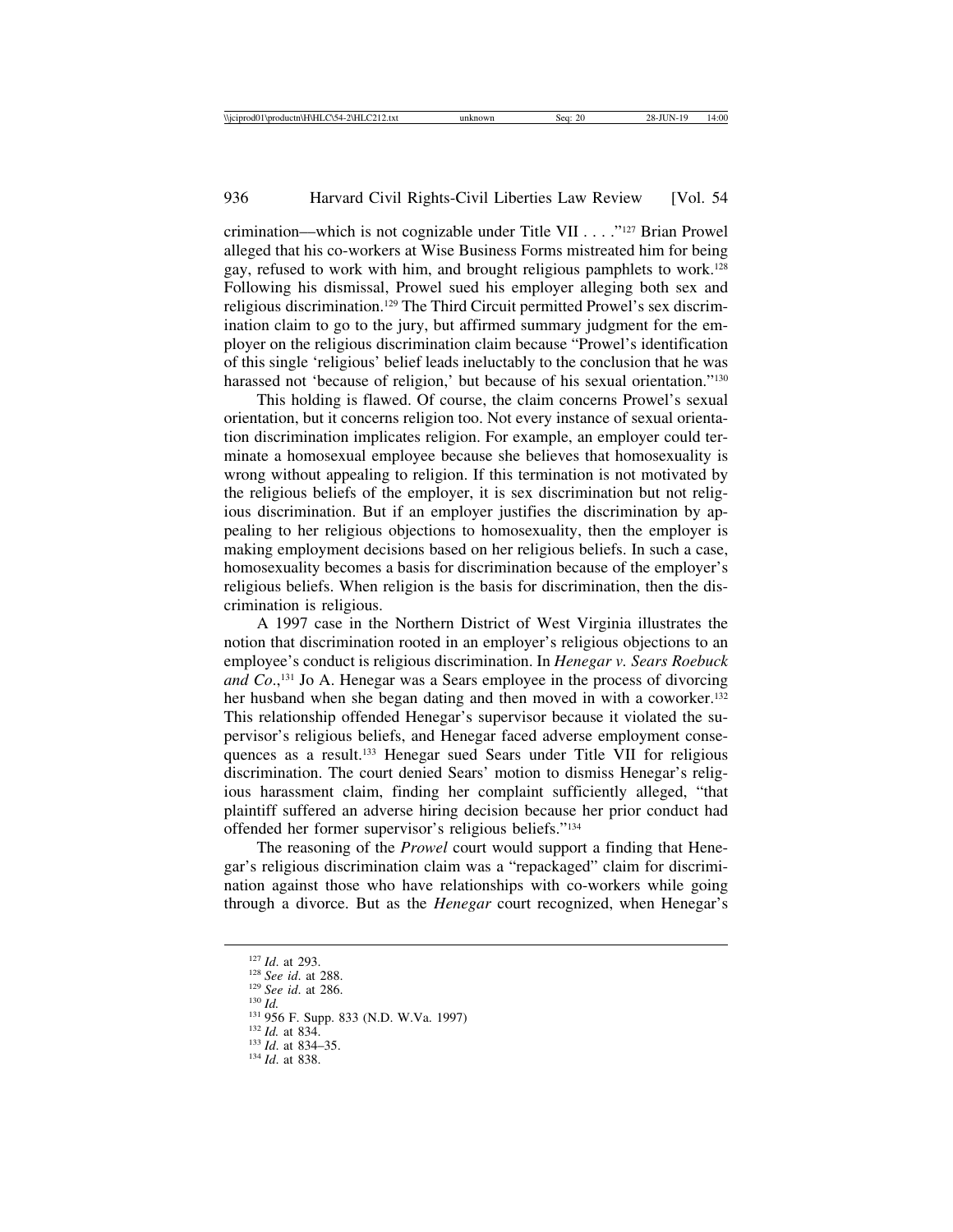crimination—which is not cognizable under Title VII . . . ."[127] Brian Prowel alleged that his co-workers at Wise Business Forms mistreated him for being gay, refused to work with him, and brought religious pamphlets to work.[128] Following his dismissal, Prowel sued his employer alleging both sex and religious discrimination.[129] The Third Circuit permitted Prowel's sex discrimination claim to go to the jury, but affirmed summary judgment for the employer on the religious discrimination claim because "Prowel's identification of this single 'religious' belief leads ineluctably to the conclusion that he was harassed not 'because of religion,' but because of his sexual orientation."[130]

This holding is flawed. Of course, the claim concerns Prowel's sexual orientation, but it concerns religion too. Not every instance of sexual orientation discrimination implicates religion. For example, an employer could terminate a homosexual employee because she believes that homosexuality is wrong without appealing to religion. If this termination is not motivated by the religious beliefs of the employer, it is sex discrimination but not religious discrimination. But if an employer justifies the discrimination by appealing to her religious objections to homosexuality, then the employer is making employment decisions based on her religious beliefs. In such a case, homosexuality becomes a basis for discrimination because of the employer's religious beliefs. When religion is the basis for discrimination, then the discrimination is religious.

A 1997 case in the Northern District of West Virginia illustrates the notion that discrimination rooted in an employer's religious objections to an employee's conduct is religious discrimination. In *Henegar v. Sears Roebuck and Co.*,[131] Jo A. Henegar was a Sears employee in the process of divorcing her husband when she began dating and then moved in with a coworker.[132] This relationship offended Henegar's supervisor because it violated the supervisor's religious beliefs, and Henegar faced adverse employment consequences as a result.[133] Henegar sued Sears under Title VII for religious discrimination. The court denied Sears' motion to dismiss Henegar's religious harassment claim, finding her complaint sufficiently alleged, "that plaintiff suffered an adverse hiring decision because her prior conduct had offended her former supervisor's religious beliefs."[134]

The reasoning of the *Prowel* court would support a finding that Henegar's religious discrimination claim was a "repackaged" claim for discrimination against those who have relationships with co-workers while going through a divorce. But as the *Henegar* court recognized, when Henegar's

---

[127] *Id.* at 293.

[128] *See id.* at 288.

[129] *See id.* at 286.

[130] *Id.*

[131] 956 F. Supp. 833 (N.D. W.Va. 1997)

[132] *Id.* at 834.

[133] *Id.* at 834–35.

[134] *Id.* at 838.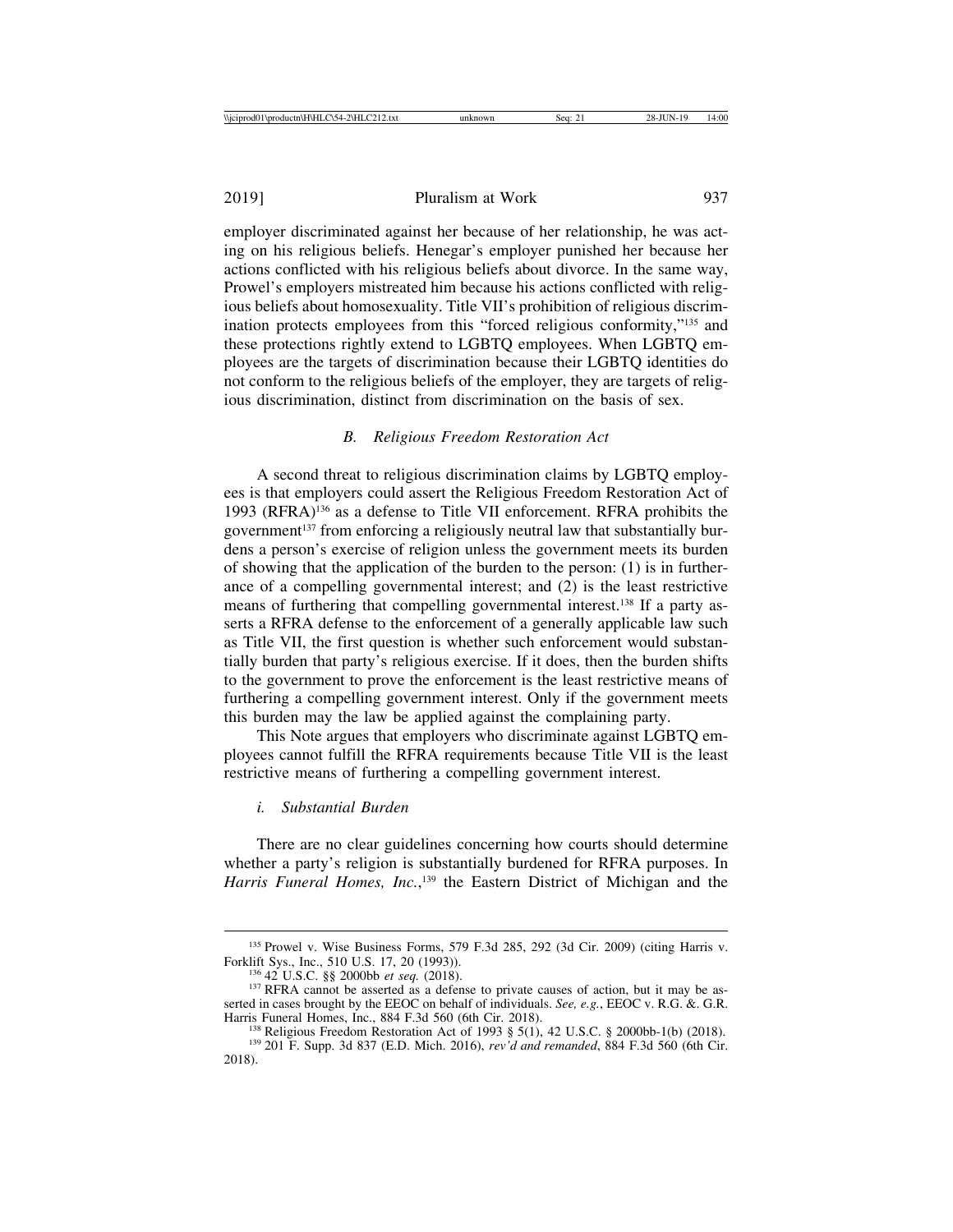employer discriminated against her because of her relationship, he was acting on his religious beliefs. Henegar's employer punished her because her actions conflicted with his religious beliefs about divorce. In the same way, Prowel's employers mistreated him because his actions conflicted with religious beliefs about homosexuality. Title VII's prohibition of religious discrimination protects employees from this "forced religious conformity,"[135] and these protections rightly extend to LGBTQ employees. When LGBTQ employees are the targets of discrimination because their LGBTQ identities do not conform to the religious beliefs of the employer, they are targets of religious discrimination, distinct from discrimination on the basis of sex.

### *B. Religious Freedom Restoration Act*

A second threat to religious discrimination claims by LGBTQ employees is that employers could assert the Religious Freedom Restoration Act of 1993 (RFRA)[136] as a defense to Title VII enforcement. RFRA prohibits the government[137] from enforcing a religiously neutral law that substantially burdens a person's exercise of religion unless the government meets its burden of showing that the application of the burden to the person: (1) is in furtherance of a compelling governmental interest; and (2) is the least restrictive means of furthering that compelling governmental interest.[138] If a party asserts a RFRA defense to the enforcement of a generally applicable law such as Title VII, the first question is whether such enforcement would substantially burden that party's religious exercise. If it does, then the burden shifts to the government to prove the enforcement is the least restrictive means of furthering a compelling government interest. Only if the government meets this burden may the law be applied against the complaining party.

This Note argues that employers who discriminate against LGBTQ employees cannot fulfill the RFRA requirements because Title VII is the least restrictive means of furthering a compelling government interest.

#### *i. Substantial Burden*

There are no clear guidelines concerning how courts should determine whether a party's religion is substantially burdened for RFRA purposes. In *Harris Funeral Homes, Inc.*,[139] the Eastern District of Michigan and the

---

[135] Prowel v. Wise Business Forms, 579 F.3d 285, 292 (3d Cir. 2009) (citing Harris v. Forklift Sys., Inc., 510 U.S. 17, 20 (1993)).

[136] 42 U.S.C. §§ 2000bb *et seq.* (2018).

[137] RFRA cannot be asserted as a defense to private causes of action, but it may be asserted in cases brought by the EEOC on behalf of individuals. *See, e.g.*, EEOC v. R.G. &. G.R. Harris Funeral Homes, Inc., 884 F.3d 560 (6th Cir. 2018).

[138] Religious Freedom Restoration Act of 1993 § 5(1), 42 U.S.C. § 2000bb-1(b) (2018).

[139] 201 F. Supp. 3d 837 (E.D. Mich. 2016), *rev'd and remanded*, 884 F.3d 560 (6th Cir. 2018).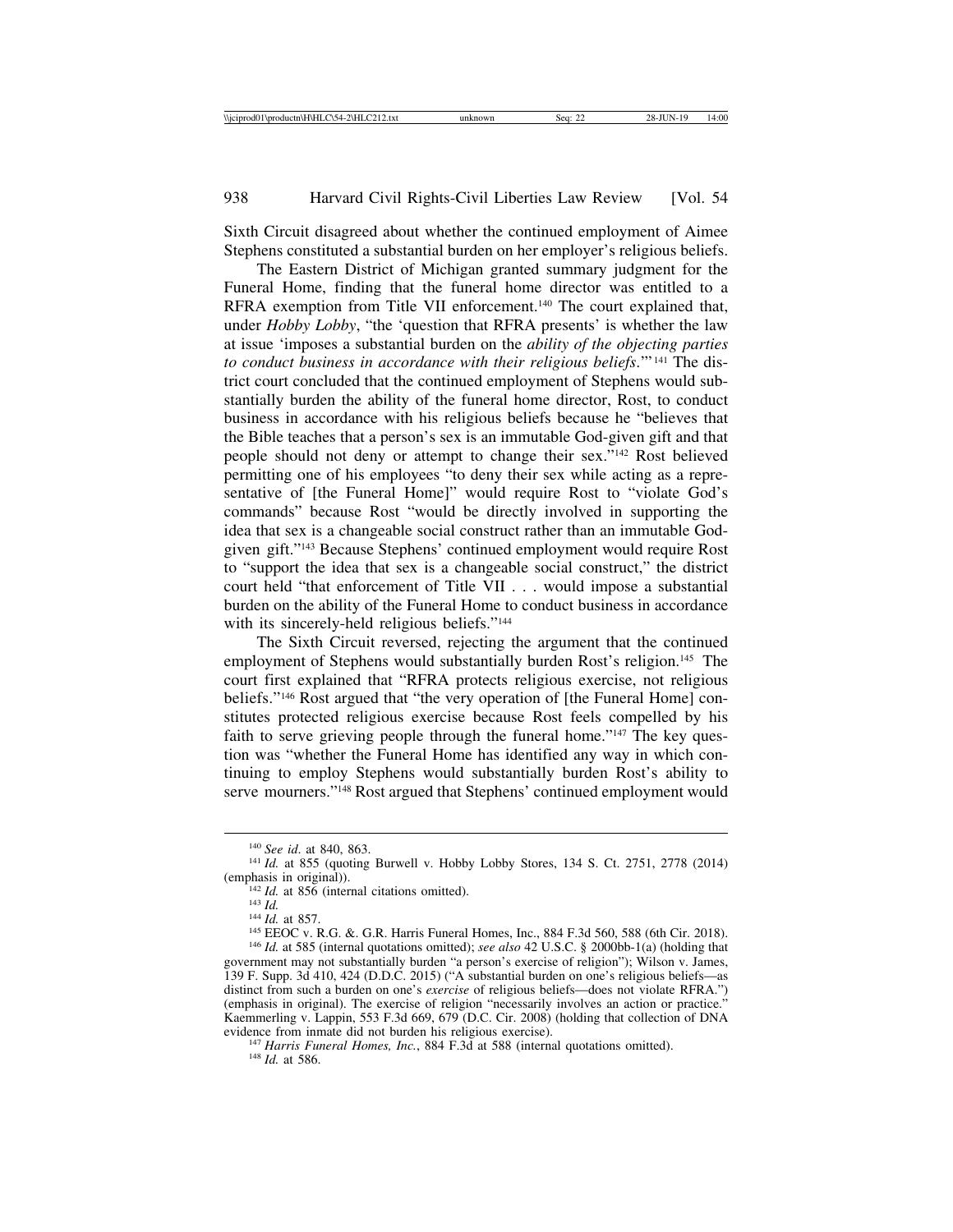Sixth Circuit disagreed about whether the continued employment of Aimee Stephens constituted a substantial burden on her employer's religious beliefs.

The Eastern District of Michigan granted summary judgment for the Funeral Home, finding that the funeral home director was entitled to a RFRA exemption from Title VII enforcement.[140] The court explained that, under *Hobby Lobby*, "the 'question that RFRA presents' is whether the law at issue 'imposes a substantial burden on the *ability of the objecting parties to conduct business in accordance with their religious beliefs*.'"[141] The district court concluded that the continued employment of Stephens would substantially burden the ability of the funeral home director, Rost, to conduct business in accordance with his religious beliefs because he "believes that the Bible teaches that a person's sex is an immutable God-given gift and that people should not deny or attempt to change their sex."[142] Rost believed permitting one of his employees "to deny their sex while acting as a representative of [the Funeral Home]" would require Rost to "violate God's commands" because Rost "would be directly involved in supporting the idea that sex is a changeable social construct rather than an immutable God-given gift."[143] Because Stephens' continued employment would require Rost to "support the idea that sex is a changeable social construct," the district court held "that enforcement of Title VII . . . would impose a substantial burden on the ability of the Funeral Home to conduct business in accordance with its sincerely-held religious beliefs."[144]

The Sixth Circuit reversed, rejecting the argument that the continued employment of Stephens would substantially burden Rost's religion.[145] The court first explained that "RFRA protects religious exercise, not religious beliefs."[146] Rost argued that "the very operation of [the Funeral Home] constitutes protected religious exercise because Rost feels compelled by his faith to serve grieving people through the funeral home."[147] The key question was "whether the Funeral Home has identified any way in which continuing to employ Stephens would substantially burden Rost's ability to serve mourners."[148] Rost argued that Stephens' continued employment would

---

[140] *See id.* at 840, 863.

[141] *Id.* at 855 (quoting Burwell v. Hobby Lobby Stores, 134 S. Ct. 2751, 2778 (2014) (emphasis in original)).

[142] *Id.* at 856 (internal citations omitted).

[143] *Id.*

[144] *Id.* at 857.

[145] EEOC v. R.G. &. G.R. Harris Funeral Homes, Inc., 884 F.3d 560, 588 (6th Cir. 2018).

[146] *Id.* at 585 (internal quotations omitted); *see also* 42 U.S.C. § 2000bb-1(a) (holding that government may not substantially burden "a person's exercise of religion"); Wilson v. James, 139 F. Supp. 3d 410, 424 (D.D.C. 2015) ("A substantial burden on one's religious beliefs—as distinct from such a burden on one's *exercise* of religious beliefs—does not violate RFRA.") (emphasis in original). The exercise of religion "necessarily involves an action or practice." Kaemmerling v. Lappin, 553 F.3d 669, 679 (D.C. Cir. 2008) (holding that collection of DNA evidence from inmate did not burden his religious exercise).

[147] *Harris Funeral Homes, Inc.*, 884 F.3d at 588 (internal quotations omitted).

[148] *Id.* at 586.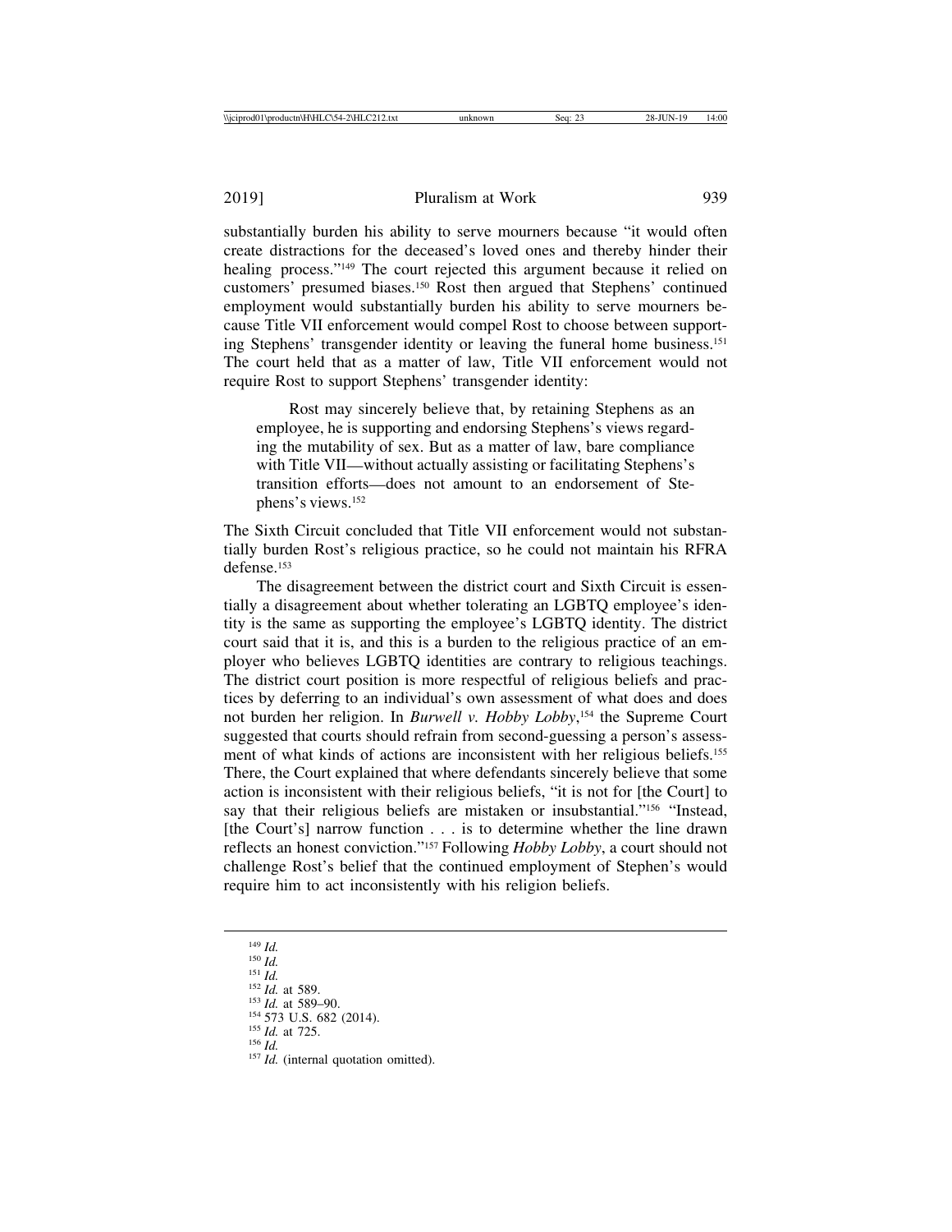substantially burden his ability to serve mourners because "it would often create distractions for the deceased's loved ones and thereby hinder their healing process."[149] The court rejected this argument because it relied on customers' presumed biases.[150] Rost then argued that Stephens' continued employment would substantially burden his ability to serve mourners because Title VII enforcement would compel Rost to choose between supporting Stephens' transgender identity or leaving the funeral home business.[151] The court held that as a matter of law, Title VII enforcement would not require Rost to support Stephens' transgender identity:

> Rost may sincerely believe that, by retaining Stephens as an employee, he is supporting and endorsing Stephens's views regarding the mutability of sex. But as a matter of law, bare compliance with Title VII—without actually assisting or facilitating Stephens's transition efforts—does not amount to an endorsement of Stephens's views.[152]

The Sixth Circuit concluded that Title VII enforcement would not substantially burden Rost's religious practice, so he could not maintain his RFRA defense.[153]

The disagreement between the district court and Sixth Circuit is essentially a disagreement about whether tolerating an LGBTQ employee's identity is the same as supporting the employee's LGBTQ identity. The district court said that it is, and this is a burden to the religious practice of an employer who believes LGBTQ identities are contrary to religious teachings. The district court position is more respectful of religious beliefs and practices by deferring to an individual's own assessment of what does and does not burden her religion. In *Burwell v. Hobby Lobby*,[154] the Supreme Court suggested that courts should refrain from second-guessing a person's assessment of what kinds of actions are inconsistent with her religious beliefs.[155] There, the Court explained that where defendants sincerely believe that some action is inconsistent with their religious beliefs, "it is not for [the Court] to say that their religious beliefs are mistaken or insubstantial."[156] "Instead, [the Court's] narrow function . . . is to determine whether the line drawn reflects an honest conviction."[157] Following *Hobby Lobby*, a court should not challenge Rost's belief that the continued employment of Stephen's would require him to act inconsistently with his religion beliefs.

---

[149] *Id.*
[150] *Id.*
[151] *Id.*
[152] *Id.* at 589.
[153] *Id.* at 589–90.
[154] 573 U.S. 682 (2014).
[155] *Id.* at 725.
[156] *Id.*
[157] *Id.* (internal quotation omitted).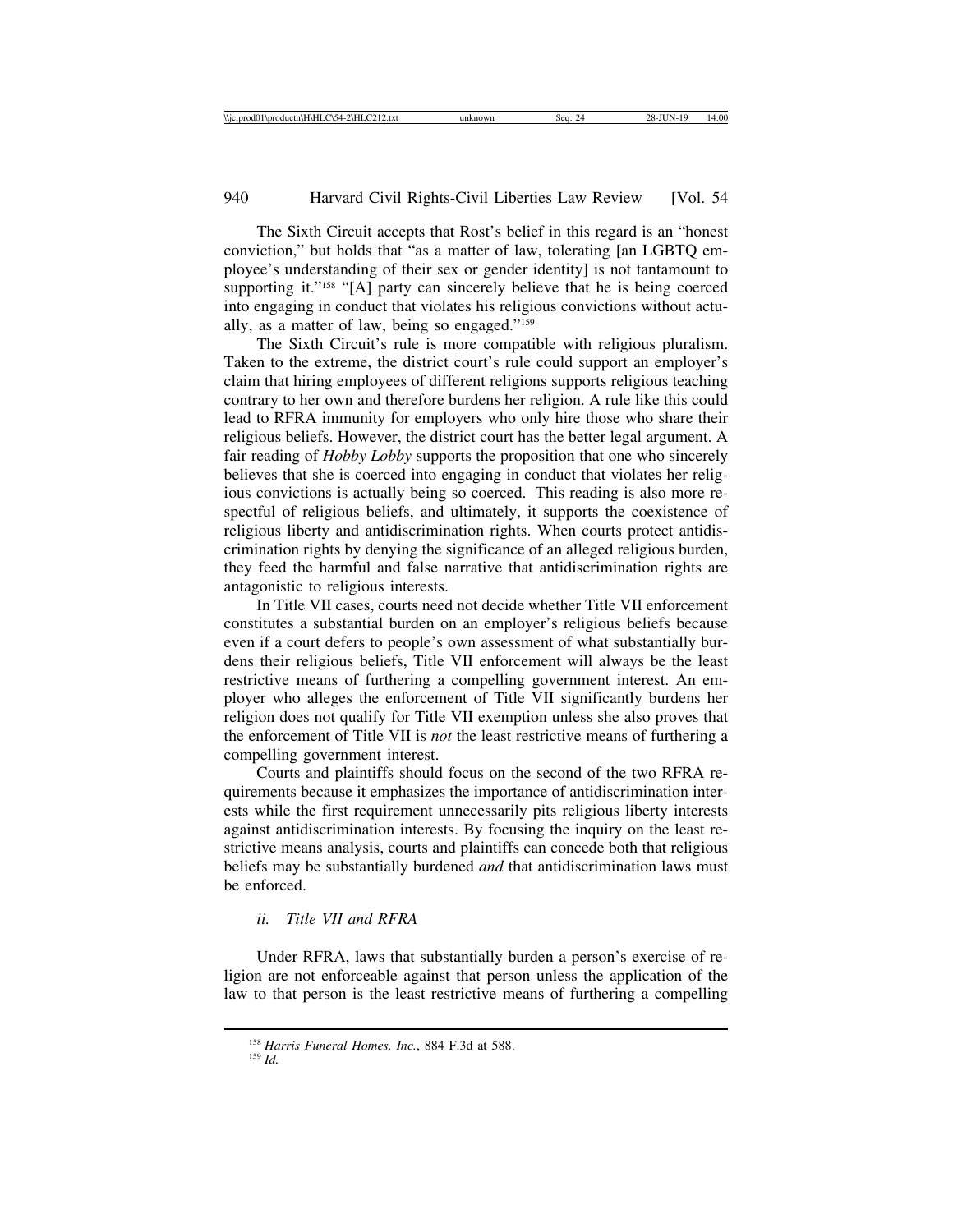The Sixth Circuit accepts that Rost's belief in this regard is an "honest conviction," but holds that "as a matter of law, tolerating [an LGBTQ employee's understanding of their sex or gender identity] is not tantamount to supporting it."[158] "[A] party can sincerely believe that he is being coerced into engaging in conduct that violates his religious convictions without actually, as a matter of law, being so engaged."[159]

The Sixth Circuit's rule is more compatible with religious pluralism. Taken to the extreme, the district court's rule could support an employer's claim that hiring employees of different religions supports religious teaching contrary to her own and therefore burdens her religion. A rule like this could lead to RFRA immunity for employers who only hire those who share their religious beliefs. However, the district court has the better legal argument. A fair reading of *Hobby Lobby* supports the proposition that one who sincerely believes that she is coerced into engaging in conduct that violates her religious convictions is actually being so coerced. This reading is also more respectful of religious beliefs, and ultimately, it supports the coexistence of religious liberty and antidiscrimination rights. When courts protect antidiscrimination rights by denying the significance of an alleged religious burden, they feed the harmful and false narrative that antidiscrimination rights are antagonistic to religious interests.

In Title VII cases, courts need not decide whether Title VII enforcement constitutes a substantial burden on an employer's religious beliefs because even if a court defers to people's own assessment of what substantially burdens their religious beliefs, Title VII enforcement will always be the least restrictive means of furthering a compelling government interest. An employer who alleges the enforcement of Title VII significantly burdens her religion does not qualify for Title VII exemption unless she also proves that the enforcement of Title VII is *not* the least restrictive means of furthering a compelling government interest.

Courts and plaintiffs should focus on the second of the two RFRA requirements because it emphasizes the importance of antidiscrimination interests while the first requirement unnecessarily pits religious liberty interests against antidiscrimination interests. By focusing the inquiry on the least restrictive means analysis, courts and plaintiffs can concede both that religious beliefs may be substantially burdened *and* that antidiscrimination laws must be enforced.

#### *ii. Title VII and RFRA*

Under RFRA, laws that substantially burden a person's exercise of religion are not enforceable against that person unless the application of the law to that person is the least restrictive means of furthering a compelling

---

[158] *Harris Funeral Homes, Inc.*, 884 F.3d at 588.

[159] *Id.*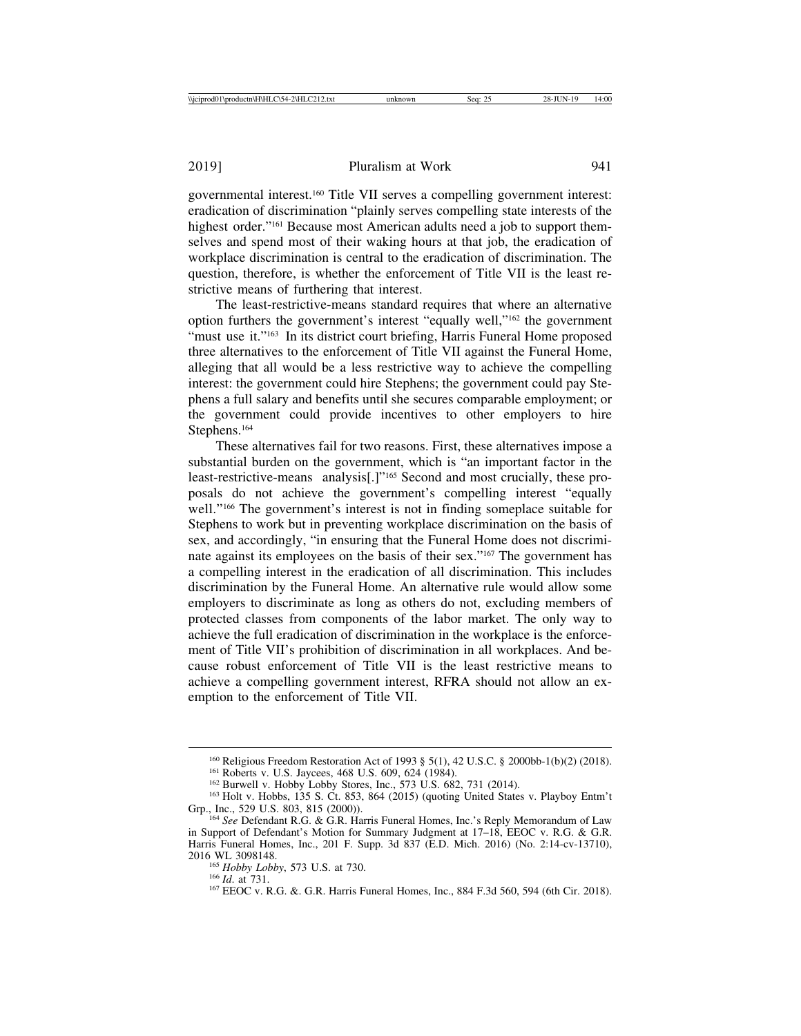governmental interest.[160] Title VII serves a compelling government interest: eradication of discrimination "plainly serves compelling state interests of the highest order."[161] Because most American adults need a job to support themselves and spend most of their waking hours at that job, the eradication of workplace discrimination is central to the eradication of discrimination. The question, therefore, is whether the enforcement of Title VII is the least restrictive means of furthering that interest.

The least-restrictive-means standard requires that where an alternative option furthers the government's interest "equally well,"[162] the government "must use it."[163] In its district court briefing, Harris Funeral Home proposed three alternatives to the enforcement of Title VII against the Funeral Home, alleging that all would be a less restrictive way to achieve the compelling interest: the government could hire Stephens; the government could pay Stephens a full salary and benefits until she secures comparable employment; or the government could provide incentives to other employers to hire Stephens.[164]

These alternatives fail for two reasons. First, these alternatives impose a substantial burden on the government, which is "an important factor in the least-restrictive-means analysis[.]"[165] Second and most crucially, these proposals do not achieve the government's compelling interest "equally well."[166] The government's interest is not in finding someplace suitable for Stephens to work but in preventing workplace discrimination on the basis of sex, and accordingly, "in ensuring that the Funeral Home does not discriminate against its employees on the basis of their sex."[167] The government has a compelling interest in the eradication of all discrimination. This includes discrimination by the Funeral Home. An alternative rule would allow some employers to discriminate as long as others do not, excluding members of protected classes from components of the labor market. The only way to achieve the full eradication of discrimination in the workplace is the enforcement of Title VII's prohibition of discrimination in all workplaces. And because robust enforcement of Title VII is the least restrictive means to achieve a compelling government interest, RFRA should not allow an exemption to the enforcement of Title VII.

---

[160] Religious Freedom Restoration Act of 1993 § 5(1), 42 U.S.C. § 2000bb-1(b)(2) (2018).

[161] Roberts v. U.S. Jaycees, 468 U.S. 609, 624 (1984).

[162] Burwell v. Hobby Lobby Stores, Inc., 573 U.S. 682, 731 (2014).

[163] Holt v. Hobbs, 135 S. Ct. 853, 864 (2015) (quoting United States v. Playboy Entm't Grp., Inc., 529 U.S. 803, 815 (2000)).

[164] *See* Defendant R.G. & G.R. Harris Funeral Homes, Inc.'s Reply Memorandum of Law in Support of Defendant's Motion for Summary Judgment at 17–18, EEOC v. R.G. & G.R. Harris Funeral Homes, Inc., 201 F. Supp. 3d 837 (E.D. Mich. 2016) (No. 2:14-cv-13710), 2016 WL 3098148.

[165] *Hobby Lobby*, 573 U.S. at 730.

[166] *Id*. at 731.

[167] EEOC v. R.G. &. G.R. Harris Funeral Homes, Inc., 884 F.3d 560, 594 (6th Cir. 2018).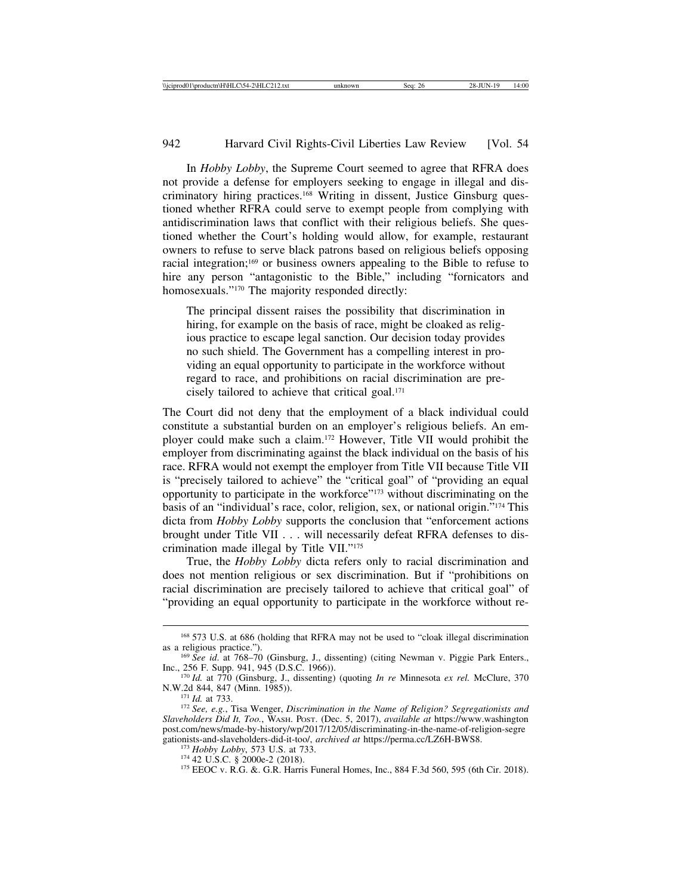In *Hobby Lobby*, the Supreme Court seemed to agree that RFRA does not provide a defense for employers seeking to engage in illegal and discriminatory hiring practices.[168] Writing in dissent, Justice Ginsburg questioned whether RFRA could serve to exempt people from complying with antidiscrimination laws that conflict with their religious beliefs. She questioned whether the Court's holding would allow, for example, restaurant owners to refuse to serve black patrons based on religious beliefs opposing racial integration;[169] or business owners appealing to the Bible to refuse to hire any person "antagonistic to the Bible," including "fornicators and homosexuals."[170] The majority responded directly:

> The principal dissent raises the possibility that discrimination in hiring, for example on the basis of race, might be cloaked as religious practice to escape legal sanction. Our decision today provides no such shield. The Government has a compelling interest in providing an equal opportunity to participate in the workforce without regard to race, and prohibitions on racial discrimination are precisely tailored to achieve that critical goal.[171]

The Court did not deny that the employment of a black individual could constitute a substantial burden on an employer's religious beliefs. An employer could make such a claim.[172] However, Title VII would prohibit the employer from discriminating against the black individual on the basis of his race. RFRA would not exempt the employer from Title VII because Title VII is "precisely tailored to achieve" the "critical goal" of "providing an equal opportunity to participate in the workforce"[173] without discriminating on the basis of an "individual's race, color, religion, sex, or national origin."[174] This dicta from *Hobby Lobby* supports the conclusion that "enforcement actions brought under Title VII . . . will necessarily defeat RFRA defenses to discrimination made illegal by Title VII."[175]

True, the *Hobby Lobby* dicta refers only to racial discrimination and does not mention religious or sex discrimination. But if "prohibitions on racial discrimination are precisely tailored to achieve that critical goal" of "providing an equal opportunity to participate in the workforce without re-

---

[168] 573 U.S. at 686 (holding that RFRA may not be used to "cloak illegal discrimination as a religious practice.").

[169] *See id*. at 768–70 (Ginsburg, J., dissenting) (citing Newman v. Piggie Park Enters., Inc., 256 F. Supp. 941, 945 (D.S.C. 1966)).

[170] *Id.* at 770 (Ginsburg, J., dissenting) (quoting *In re* Minnesota *ex rel.* McClure, 370 N.W.2d 844, 847 (Minn. 1985)).

[171] *Id.* at 733.

[172] *See, e.g.*, Tisa Wenger, *Discrimination in the Name of Religion? Segregationists and Slaveholders Did It, Too.*, Wash. Post. (Dec. 5, 2017), *available at* https://www.washingtonpost.com/news/made-by-history/wp/2017/12/05/discriminating-in-the-name-of-religion-segregationists-and-slaveholders-did-it-too/, *archived at* https://perma.cc/LZ6H-BWS8.

[173] *Hobby Lobby*, 573 U.S. at 733.

[174] 42 U.S.C. § 2000e-2 (2018).

[175] EEOC v. R.G. &. G.R. Harris Funeral Homes, Inc., 884 F.3d 560, 595 (6th Cir. 2018).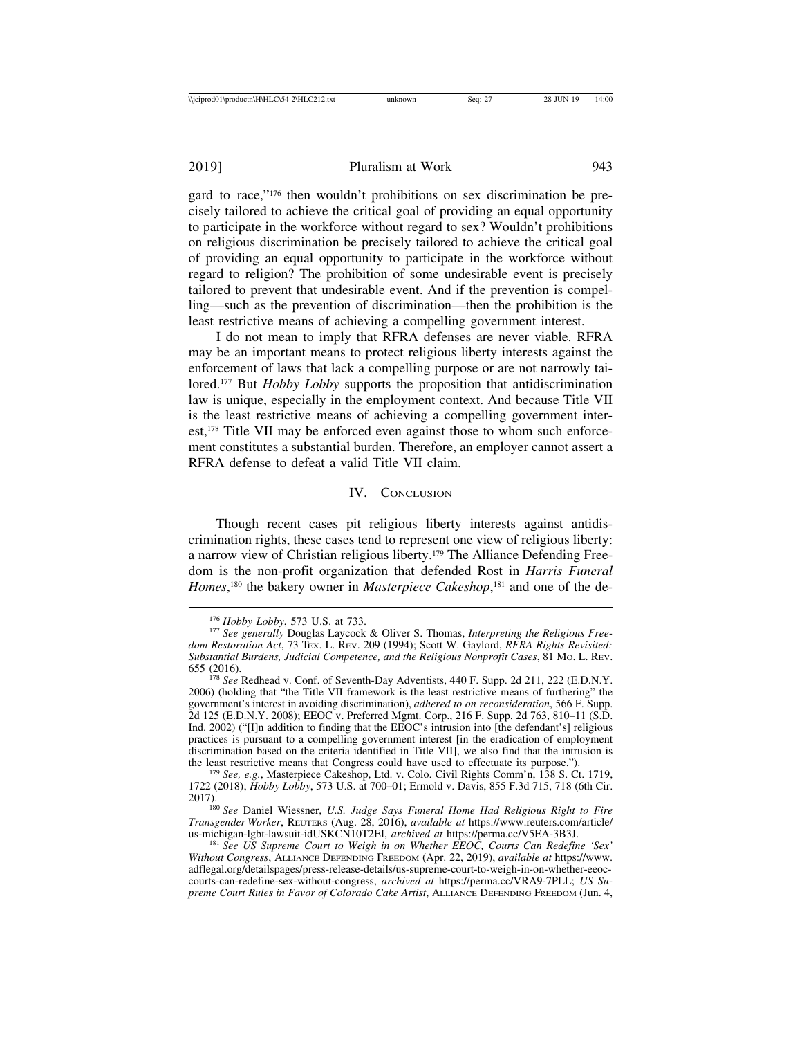gard to race,"[176] then wouldn't prohibitions on sex discrimination be precisely tailored to achieve the critical goal of providing an equal opportunity to participate in the workforce without regard to sex? Wouldn't prohibitions on religious discrimination be precisely tailored to achieve the critical goal of providing an equal opportunity to participate in the workforce without regard to religion? The prohibition of some undesirable event is precisely tailored to prevent that undesirable event. And if the prevention is compelling—such as the prevention of discrimination—then the prohibition is the least restrictive means of achieving a compelling government interest.

I do not mean to imply that RFRA defenses are never viable. RFRA may be an important means to protect religious liberty interests against the enforcement of laws that lack a compelling purpose or are not narrowly tailored.[177] But *Hobby Lobby* supports the proposition that antidiscrimination law is unique, especially in the employment context. And because Title VII is the least restrictive means of achieving a compelling government interest,[178] Title VII may be enforced even against those to whom such enforcement constitutes a substantial burden. Therefore, an employer cannot assert a RFRA defense to defeat a valid Title VII claim.

## IV. Conclusion

Though recent cases pit religious liberty interests against antidiscrimination rights, these cases tend to represent one view of religious liberty: a narrow view of Christian religious liberty.[179] The Alliance Defending Freedom is the non-profit organization that defended Rost in *Harris Funeral Homes*,[180] the bakery owner in *Masterpiece Cakeshop*,[181] and one of the de-

---

[176] *Hobby Lobby*, 573 U.S. at 733.

[177] *See generally* Douglas Laycock & Oliver S. Thomas, *Interpreting the Religious Freedom Restoration Act*, 73 Tex. L. Rev. 209 (1994); Scott W. Gaylord, *RFRA Rights Revisited: Substantial Burdens, Judicial Competence, and the Religious Nonprofit Cases*, 81 Mo. L. Rev. 655 (2016).

[178] *See* Redhead v. Conf. of Seventh-Day Adventists, 440 F. Supp. 2d 211, 222 (E.D.N.Y. 2006) (holding that "the Title VII framework is the least restrictive means of furthering" the government's interest in avoiding discrimination), *adhered to on reconsideration*, 566 F. Supp. 2d 125 (E.D.N.Y. 2008); EEOC v. Preferred Mgmt. Corp., 216 F. Supp. 2d 763, 810–11 (S.D. Ind. 2002) ("[I]n addition to finding that the EEOC's intrusion into [the defendant's] religious practices is pursuant to a compelling government interest [in the eradication of employment discrimination based on the criteria identified in Title VII], we also find that the intrusion is the least restrictive means that Congress could have used to effectuate its purpose.").

[179] *See, e.g.*, Masterpiece Cakeshop, Ltd. v. Colo. Civil Rights Comm'n, 138 S. Ct. 1719, 1722 (2018); *Hobby Lobby*, 573 U.S. at 700–01; Ermold v. Davis, 855 F.3d 715, 718 (6th Cir. 2017).

[180] *See* Daniel Wiessner, *U.S. Judge Says Funeral Home Had Religious Right to Fire Transgender Worker*, Reuters (Aug. 28, 2016), *available at* https://www.reuters.com/article/us-michigan-lgbt-lawsuit-idUSKCN10T2EI, *archived at* https://perma.cc/V5EA-3B3J.

[181] *See US Supreme Court to Weigh in on Whether EEOC, Courts Can Redefine 'Sex' Without Congress*, Alliance Defending Freedom (Apr. 22, 2019), *available at* https://www.adflegal.org/detailspages/press-release-details/us-supreme-court-to-weigh-in-on-whether-eeoc-courts-can-redefine-sex-without-congress, *archived at* https://perma.cc/VRA9-7PLL; *US Supreme Court Rules in Favor of Colorado Cake Artist*, Alliance Defending Freedom (Jun. 4,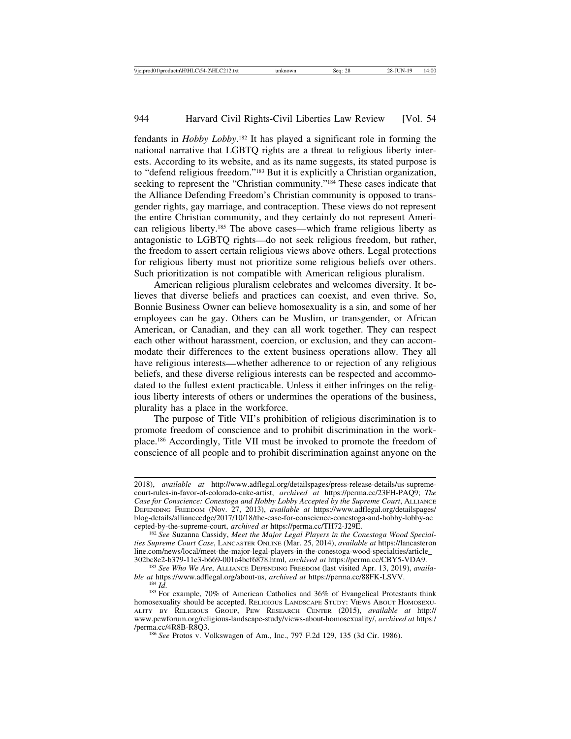fendants in *Hobby Lobby*.[182] It has played a significant role in forming the national narrative that LGBTQ rights are a threat to religious liberty interests. According to its website, and as its name suggests, its stated purpose is to "defend religious freedom."[183] But it is explicitly a Christian organization, seeking to represent the "Christian community."[184] These cases indicate that the Alliance Defending Freedom's Christian community is opposed to transgender rights, gay marriage, and contraception. These views do not represent the entire Christian community, and they certainly do not represent American religious liberty.[185] The above cases—which frame religious liberty as antagonistic to LGBTQ rights—do not seek religious freedom, but rather, the freedom to assert certain religious views above others. Legal protections for religious liberty must not prioritize some religious beliefs over others. Such prioritization is not compatible with American religious pluralism.

American religious pluralism celebrates and welcomes diversity. It believes that diverse beliefs and practices can coexist, and even thrive. So, Bonnie Business Owner can believe homosexuality is a sin, and some of her employees can be gay. Others can be Muslim, or transgender, or African American, or Canadian, and they can all work together. They can respect each other without harassment, coercion, or exclusion, and they can accommodate their differences to the extent business operations allow. They all have religious interests—whether adherence to or rejection of any religious beliefs, and these diverse religious interests can be respected and accommodated to the fullest extent practicable. Unless it either infringes on the religious liberty interests of others or undermines the operations of the business, plurality has a place in the workforce.

The purpose of Title VII's prohibition of religious discrimination is to promote freedom of conscience and to prohibit discrimination in the workplace.[186] Accordingly, Title VII must be invoked to promote the freedom of conscience of all people and to prohibit discrimination against anyone on the

---

2018), *available at* http://www.adflegal.org/detailspages/press-release-details/us-supreme-court-rules-in-favor-of-colorado-cake-artist, *archived at* https://perma.cc/23FH-PAQ9; *The Case for Conscience: Conestoga and Hobby Lobby Accepted by the Supreme Court*, ALLIANCE DEFENDING FREEDOM (Nov. 27, 2013), *available at* https://www.adflegal.org/detailspages/blog-details/allianceedge/2017/10/18/the-case-for-conscience-conestoga-and-hobby-lobby-accepted-by-the-supreme-court, *archived at* https://perma.cc/TH72-J29E.

[182] *See* Suzanna Cassidy, *Meet the Major Legal Players in the Conestoga Wood Specialties Supreme Court Case*, LANCASTER ONLINE (Mar. 25, 2014), *available at* https://lancasteronline.com/news/local/meet-the-major-legal-players-in-the-conestoga-wood-specialties/article_302bc8e2-b379-11e3-b669-001a4bcf6878.html, *archived at* https://perma.cc/CBY5-VDA9.

[183] *See Who We Are*, ALLIANCE DEFENDING FREEDOM (last visited Apr. 13, 2019), *available at* https://www.adflegal.org/about-us, *archived at* https://perma.cc/88FK-LSVV.

[184] *Id.*

[185] For example, 70% of American Catholics and 36% of Evangelical Protestants think homosexuality should be accepted. RELIGIOUS LANDSCAPE STUDY: VIEWS ABOUT HOMOSEXUALITY BY RELIGIOUS GROUP, PEW RESEARCH CENTER (2015), *available at* http://www.pewforum.org/religious-landscape-study/views-about-homosexuality/, *archived at* https://perma.cc/4R8B-R8Q3.

[186] *See* Protos v. Volkswagen of Am., Inc., 797 F.2d 129, 135 (3d Cir. 1986).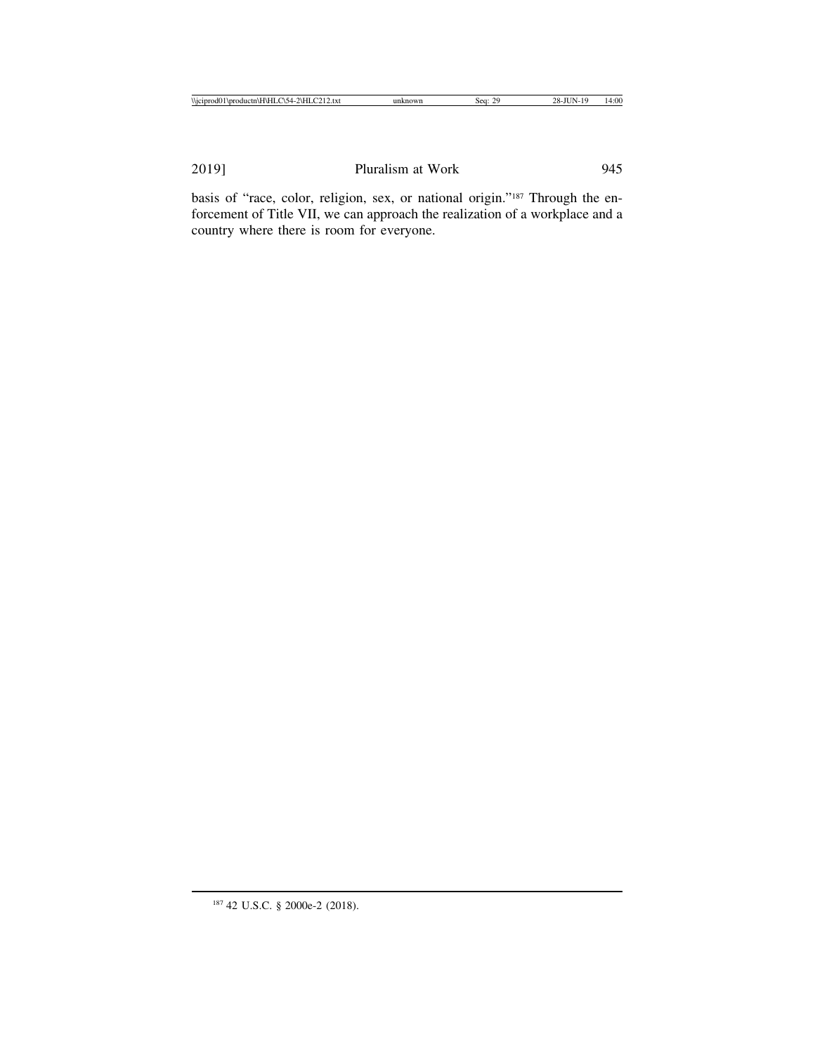basis of "race, color, religion, sex, or national origin."[187] Through the enforcement of Title VII, we can approach the realization of a workplace and a country where there is room for everyone.

---

[187] 42 U.S.C. § 2000e-2 (2018).